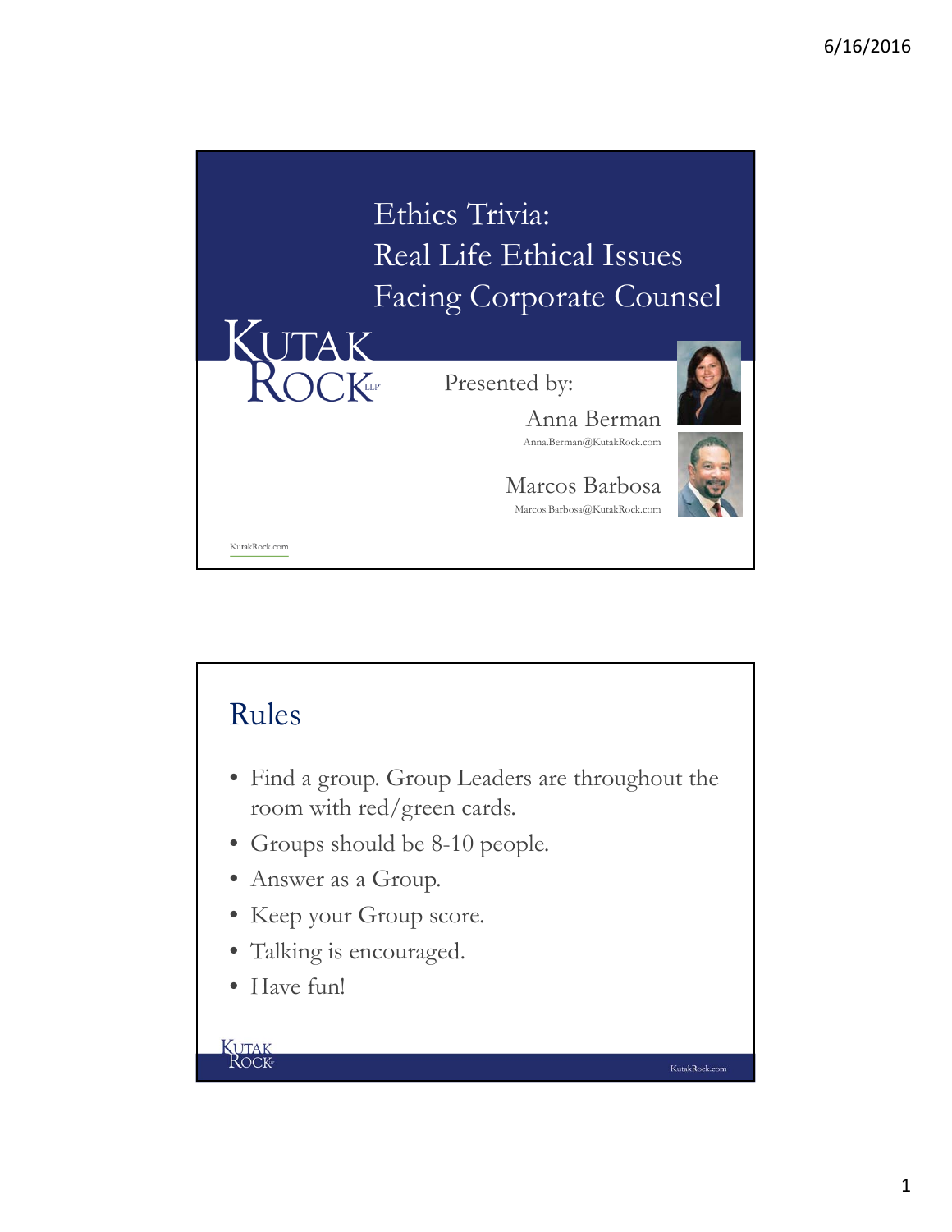# Ethics Trivia: Real Life Ethical Issues Facing Corporate Counsel

KUTAK ROCK LLP

Presented by:

Anna Berman
Anna.Berman@KutakRock.com

Marcos Barbosa
Marcos.Barbosa@KutakRock.com

KutakRock.com

## Rules

- Find a group. Group Leaders are throughout the room with red/green cards.
- Groups should be 8-10 people.
- Answer as a Group.
- Keep your Group score.
- Talking is encouraged.
- Have fun!

KUTAK ROCK

KutakRock.com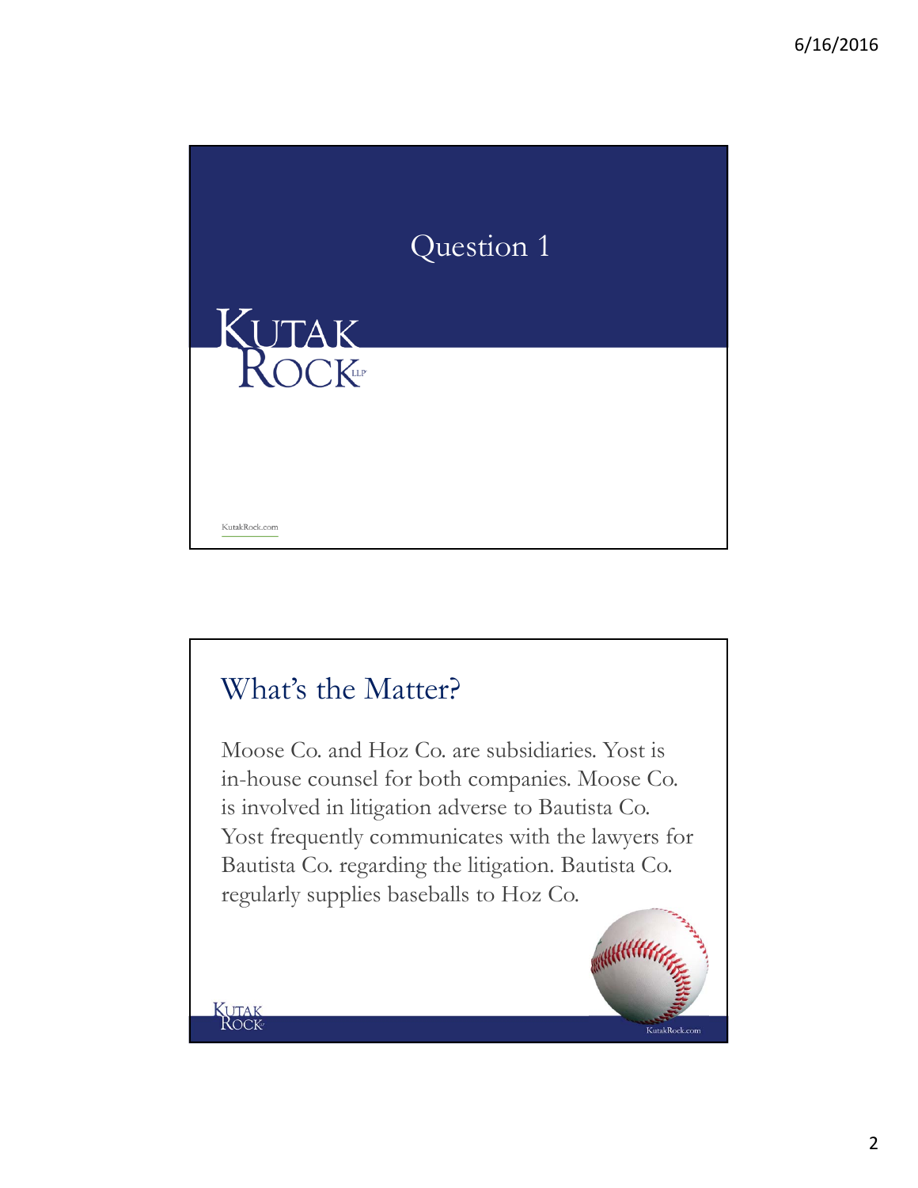# Question 1

KUTAK ROCK LLP

KutakRock.com

## What's the Matter?

Moose Co. and Hoz Co. are subsidiaries. Yost is in-house counsel for both companies. Moose Co. is involved in litigation adverse to Bautista Co. Yost frequently communicates with the lawyers for Bautista Co. regarding the litigation. Bautista Co. regularly supplies baseballs to Hoz Co.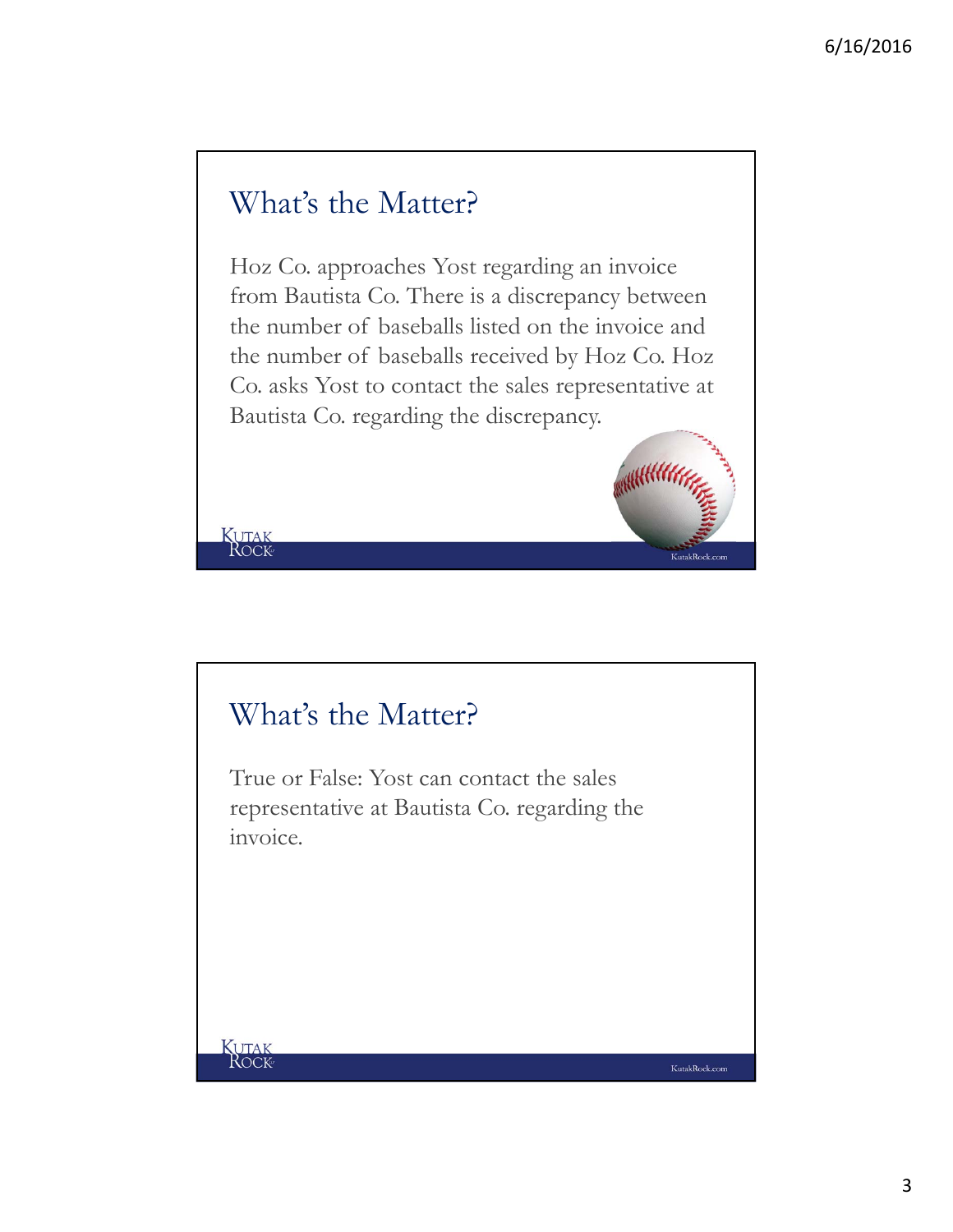## What's the Matter?

Hoz Co. approaches Yost regarding an invoice from Bautista Co. There is a discrepancy between the number of baseballs listed on the invoice and the number of baseballs received by Hoz Co. Hoz Co. asks Yost to contact the sales representative at Bautista Co. regarding the discrepancy.

## What's the Matter?

True or False: Yost can contact the sales representative at Bautista Co. regarding the invoice.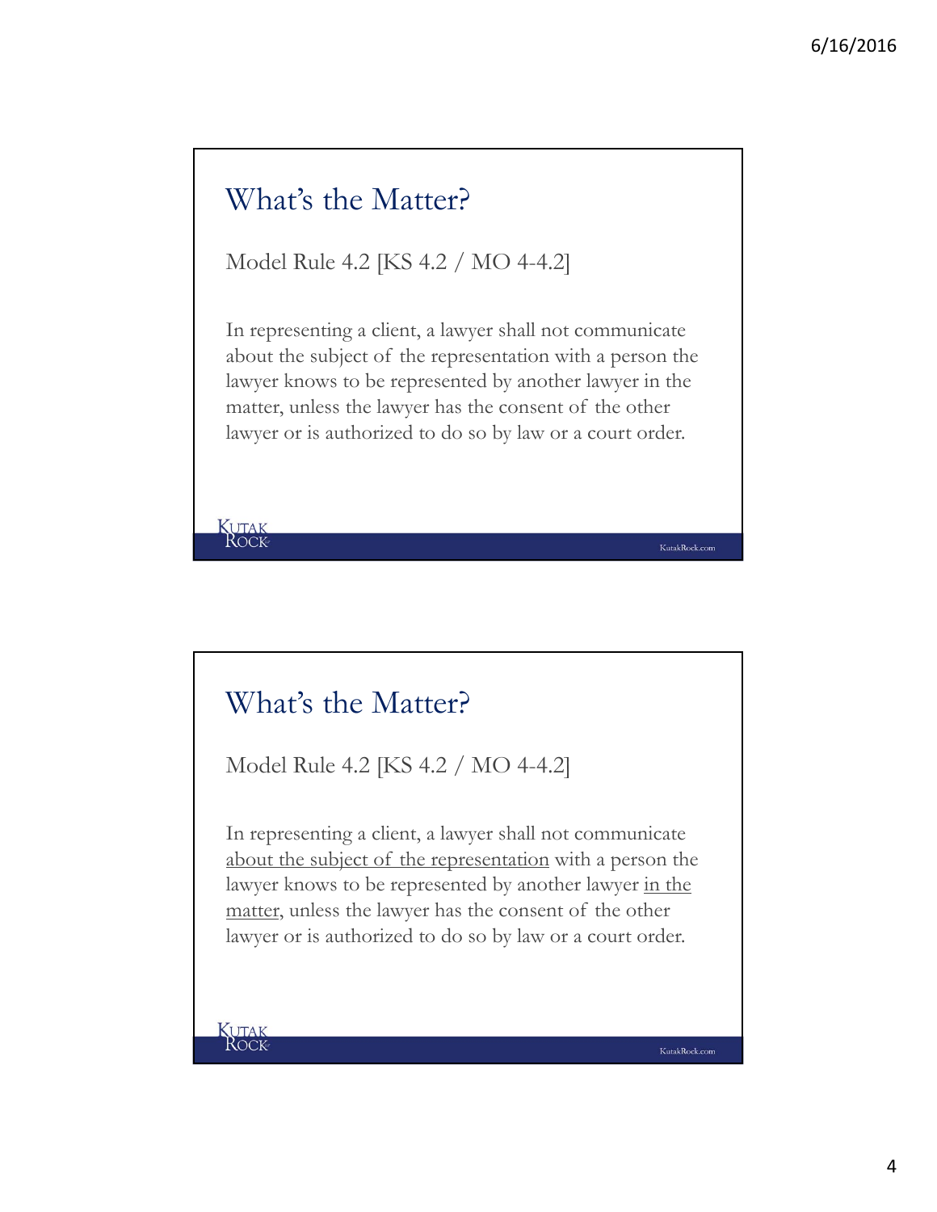## What's the Matter?

Model Rule 4.2 [KS 4.2 / MO 4-4.2]

In representing a client, a lawyer shall not communicate about the subject of the representation with a person the lawyer knows to be represented by another lawyer in the matter, unless the lawyer has the consent of the other lawyer or is authorized to do so by law or a court order.

## What's the Matter?

Model Rule 4.2 [KS 4.2 / MO 4-4.2]

In representing a client, a lawyer shall not communicate <u>about the subject of the representation</u> with a person the lawyer knows to be represented by another lawyer <u>in the matter</u>, unless the lawyer has the consent of the other lawyer or is authorized to do so by law or a court order.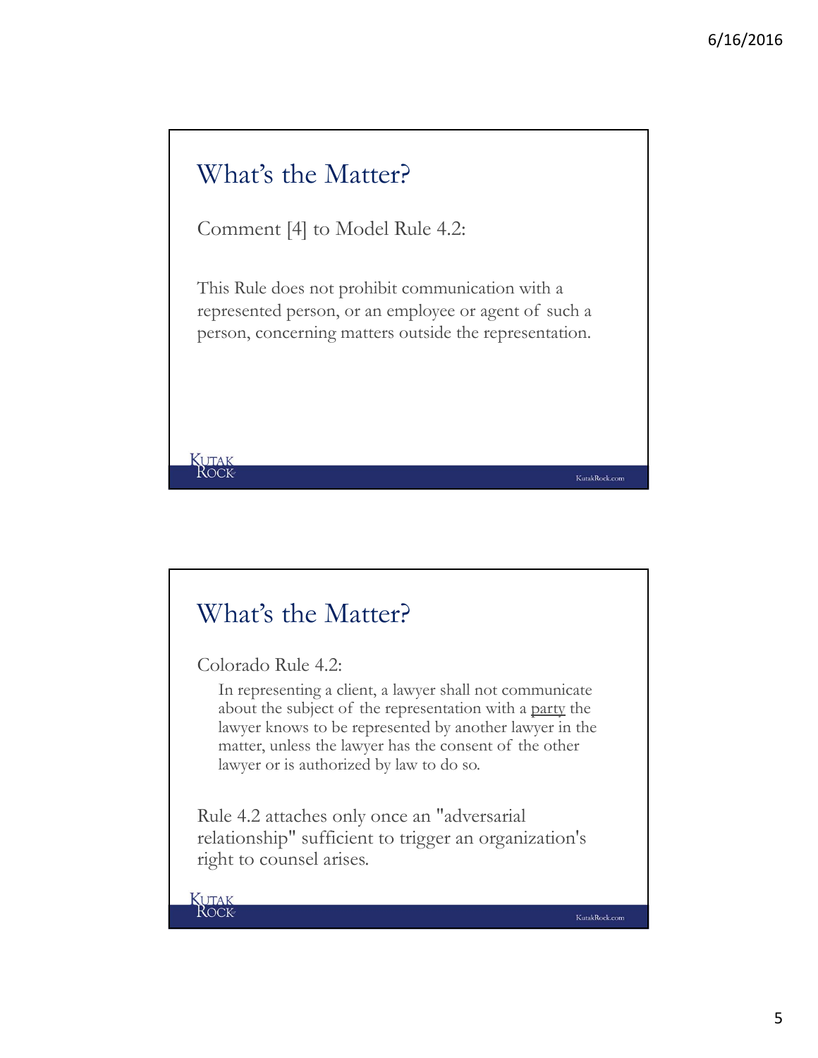## What's the Matter?

Comment [4] to Model Rule 4.2:

This Rule does not prohibit communication with a represented person, or an employee or agent of such a person, concerning matters outside the representation.

## What's the Matter?

Colorado Rule 4.2:

> In representing a client, a lawyer shall not communicate about the subject of the representation with a <u>party</u> the lawyer knows to be represented by another lawyer in the matter, unless the lawyer has the consent of the other lawyer or is authorized by law to do so.

Rule 4.2 attaches only once an "adversarial relationship" sufficient to trigger an organization's right to counsel arises.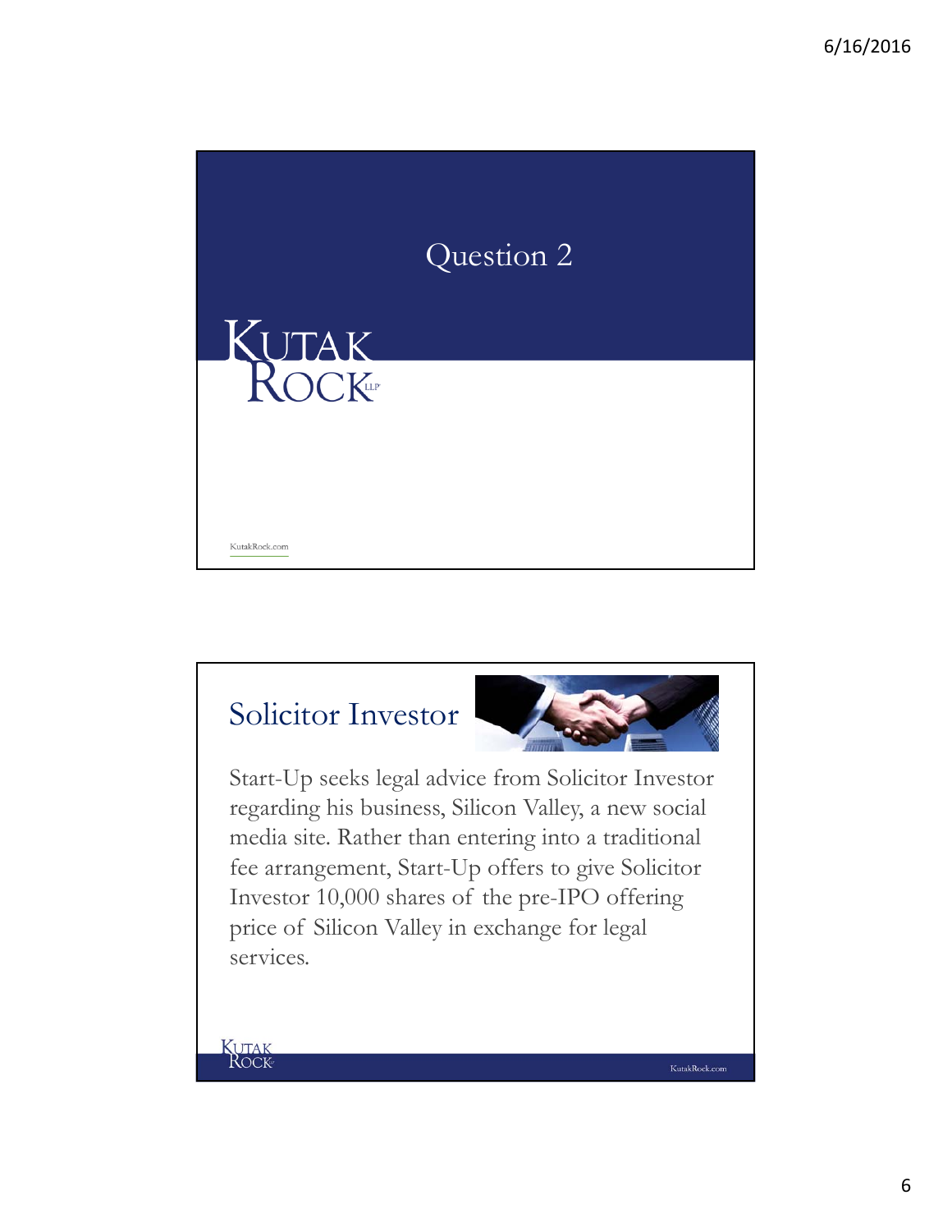# Question 2

## Solicitor Investor

Start-Up seeks legal advice from Solicitor Investor regarding his business, Silicon Valley, a new social media site. Rather than entering into a traditional fee arrangement, Start-Up offers to give Solicitor Investor 10,000 shares of the pre-IPO offering price of Silicon Valley in exchange for legal services.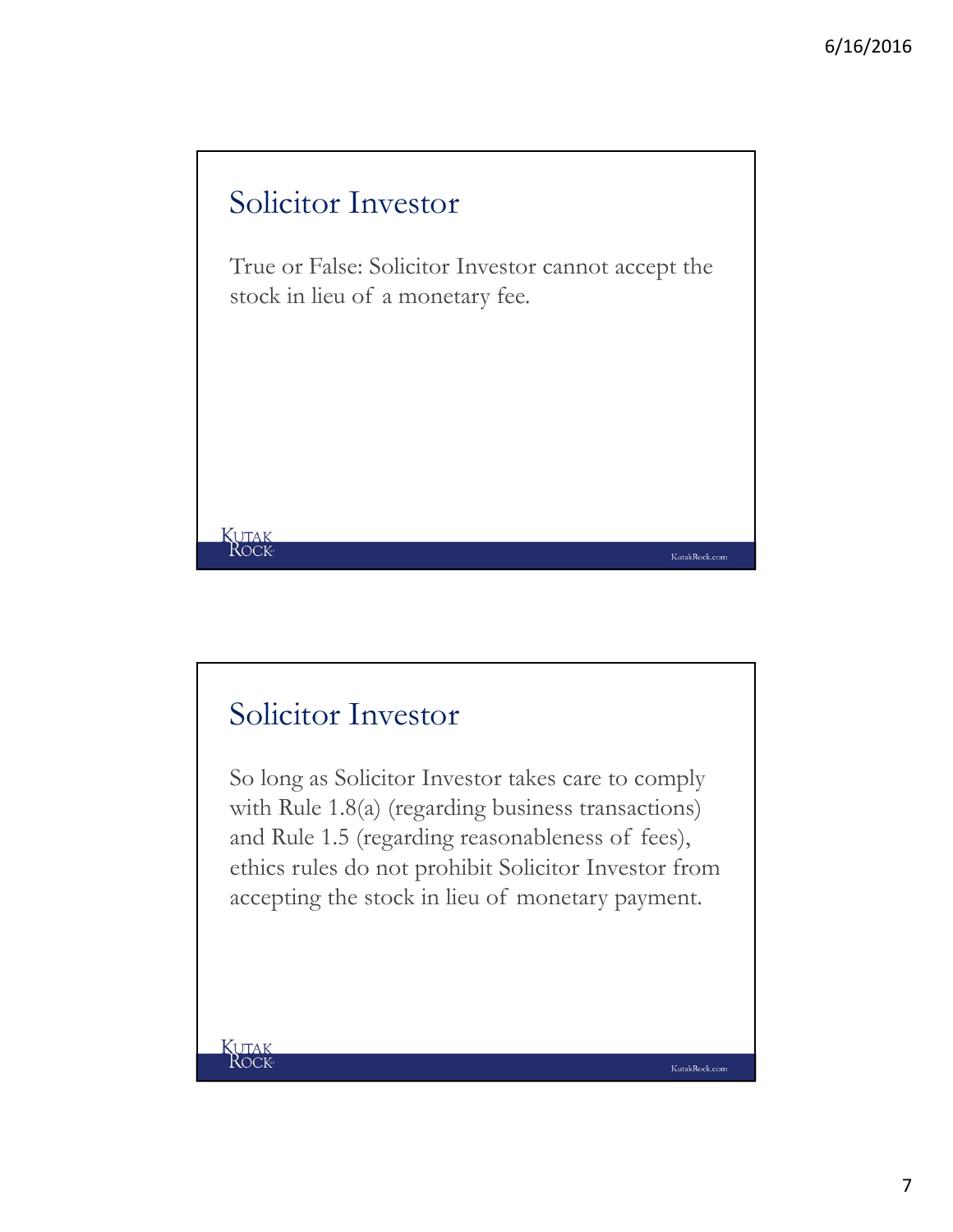## Solicitor Investor

True or False: Solicitor Investor cannot accept the stock in lieu of a monetary fee.

## Solicitor Investor

So long as Solicitor Investor takes care to comply with Rule 1.8(a) (regarding business transactions) and Rule 1.5 (regarding reasonableness of fees), ethics rules do not prohibit Solicitor Investor from accepting the stock in lieu of monetary payment.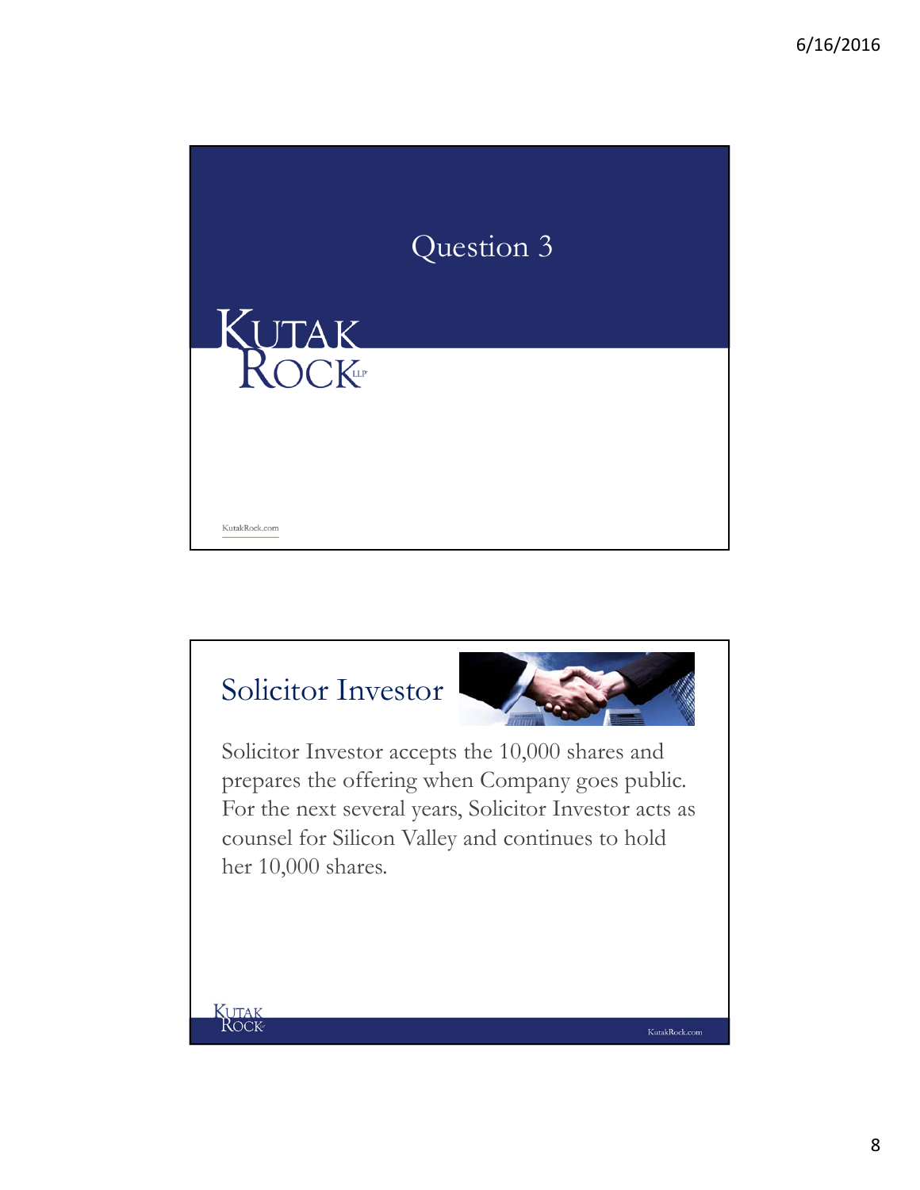# Question 3

## Solicitor Investor

Solicitor Investor accepts the 10,000 shares and prepares the offering when Company goes public. For the next several years, Solicitor Investor acts as counsel for Silicon Valley and continues to hold her 10,000 shares.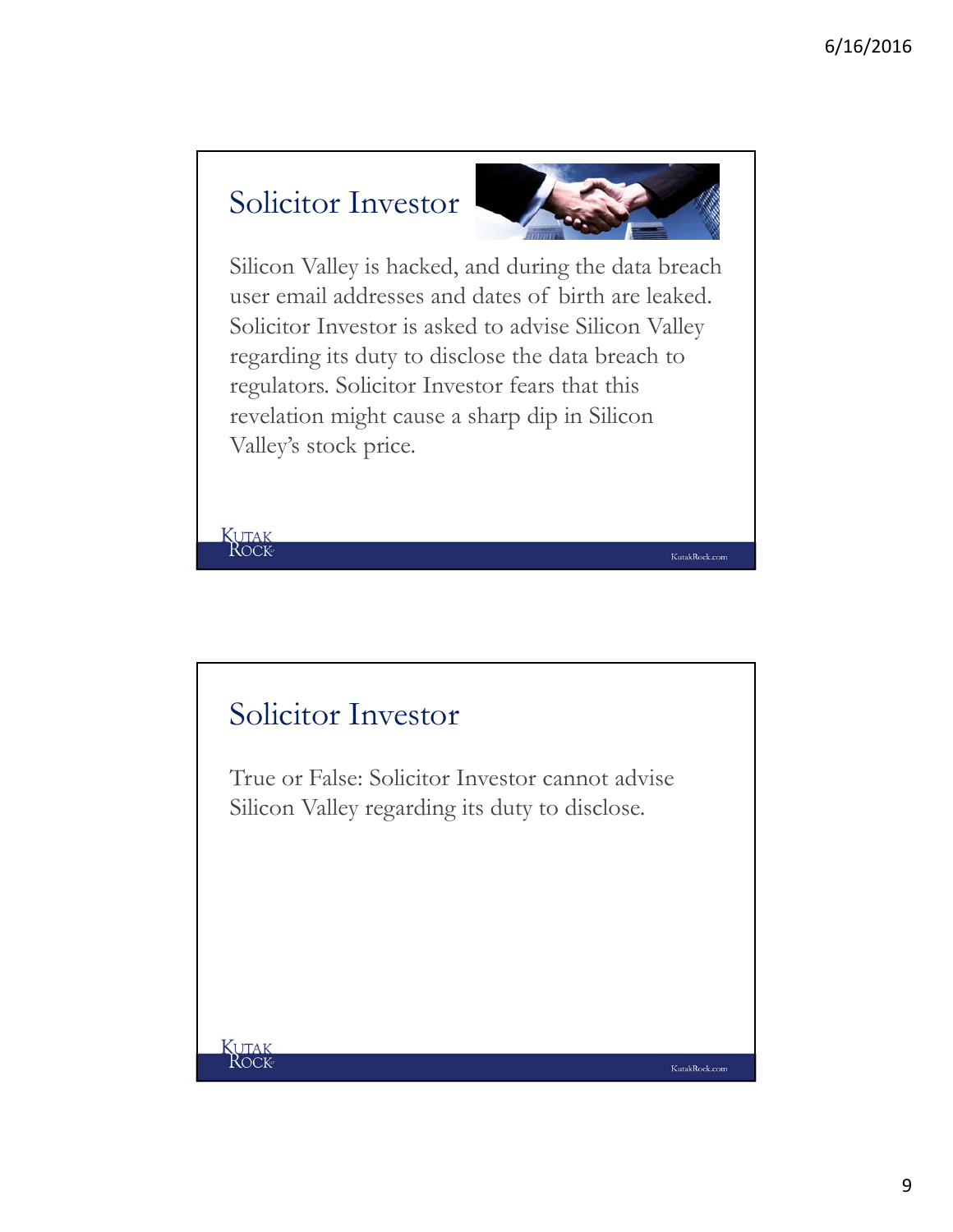## Solicitor Investor

Silicon Valley is hacked, and during the data breach user email addresses and dates of birth are leaked. Solicitor Investor is asked to advise Silicon Valley regarding its duty to disclose the data breach to regulators. Solicitor Investor fears that this revelation might cause a sharp dip in Silicon Valley's stock price.

## Solicitor Investor

True or False: Solicitor Investor cannot advise Silicon Valley regarding its duty to disclose.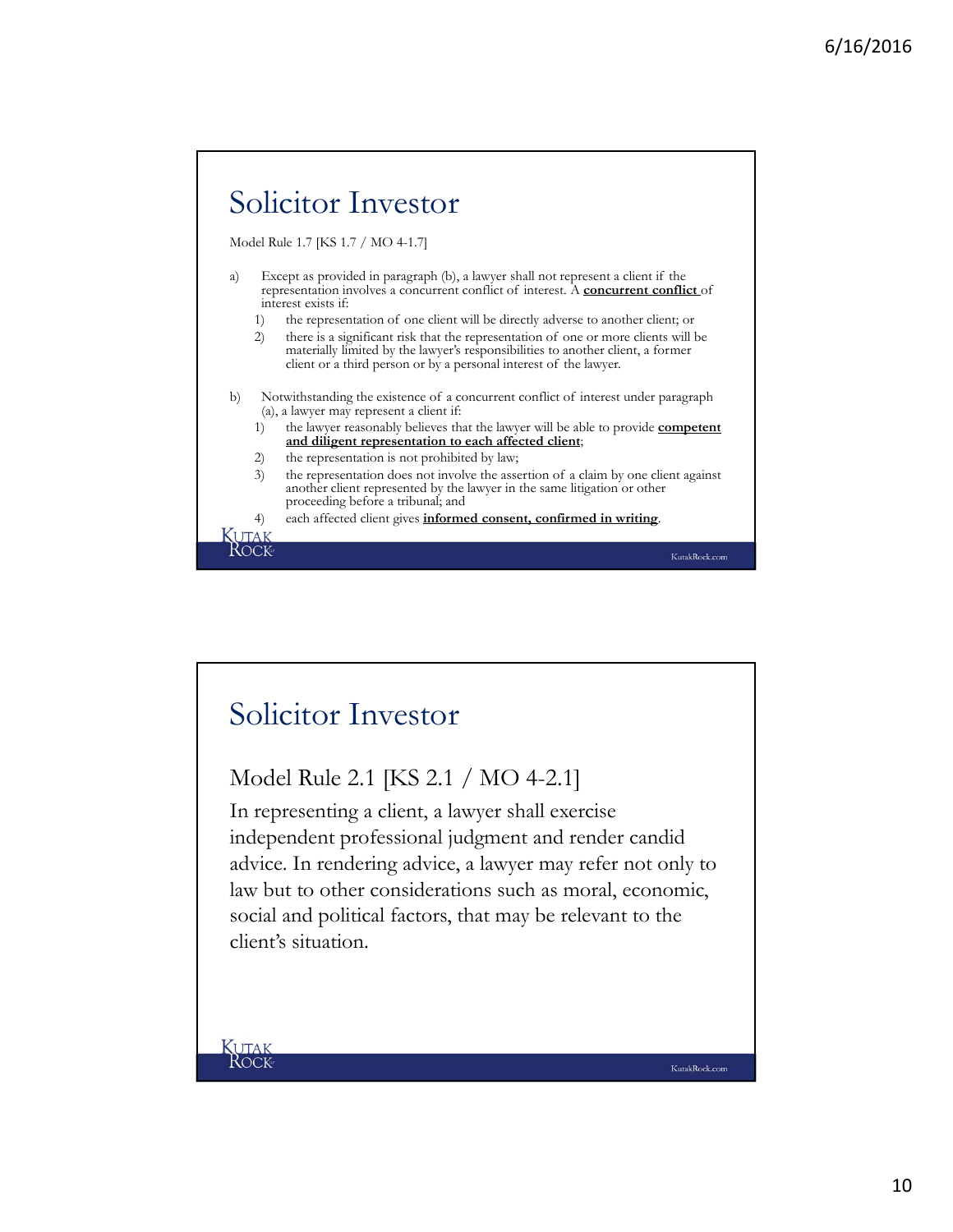# Solicitor Investor

Model Rule 1.7 [KS 1.7 / MO 4-1.7]

a) Except as provided in paragraph (b), a lawyer shall not represent a client if the representation involves a concurrent conflict of interest. A **concurrent conflict** of interest exists if:
   1) the representation of one client will be directly adverse to another client; or
   2) there is a significant risk that the representation of one or more clients will be materially limited by the lawyer's responsibilities to another client, a former client or a third person or by a personal interest of the lawyer.

b) Notwithstanding the existence of a concurrent conflict of interest under paragraph (a), a lawyer may represent a client if:
   1) the lawyer reasonably believes that the lawyer will be able to provide **competent and diligent representation to each affected client**;
   2) the representation is not prohibited by law;
   3) the representation does not involve the assertion of a claim by one client against another client represented by the lawyer in the same litigation or other proceeding before a tribunal; and
   4) each affected client gives **informed consent, confirmed in writing**.

Kutak Rock

KutakRock.com

# Solicitor Investor

## Model Rule 2.1 [KS 2.1 / MO 4-2.1]

In representing a client, a lawyer shall exercise independent professional judgment and render candid advice. In rendering advice, a lawyer may refer not only to law but to other considerations such as moral, economic, social and political factors, that may be relevant to the client's situation.

Kutak Rock

KutakRock.com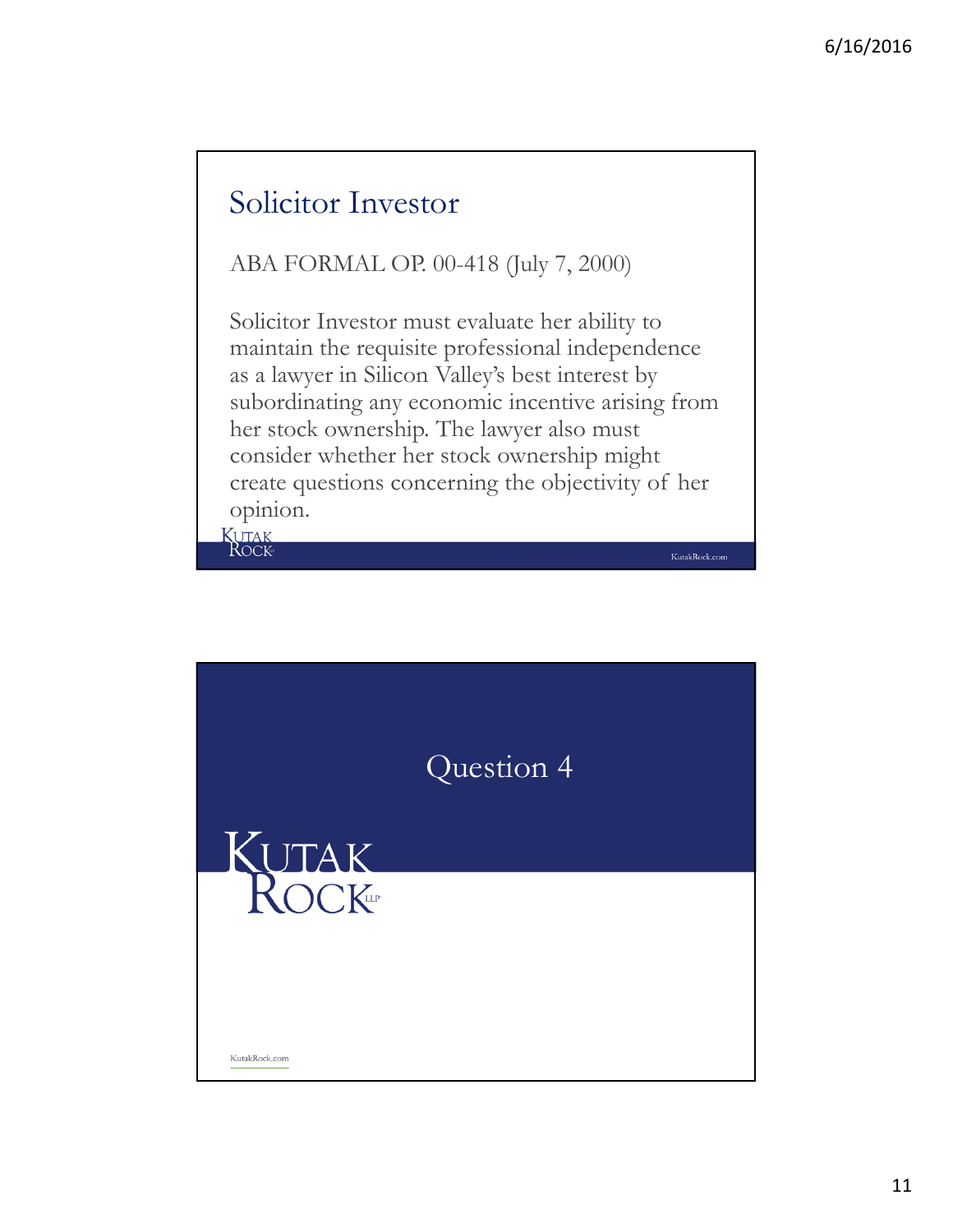## Solicitor Investor

ABA FORMAL OP. 00-418 (July 7, 2000)

Solicitor Investor must evaluate her ability to maintain the requisite professional independence as a lawyer in Silicon Valley's best interest by subordinating any economic incentive arising from her stock ownership. The lawyer also must consider whether her stock ownership might create questions concerning the objectivity of her opinion.

## Question 4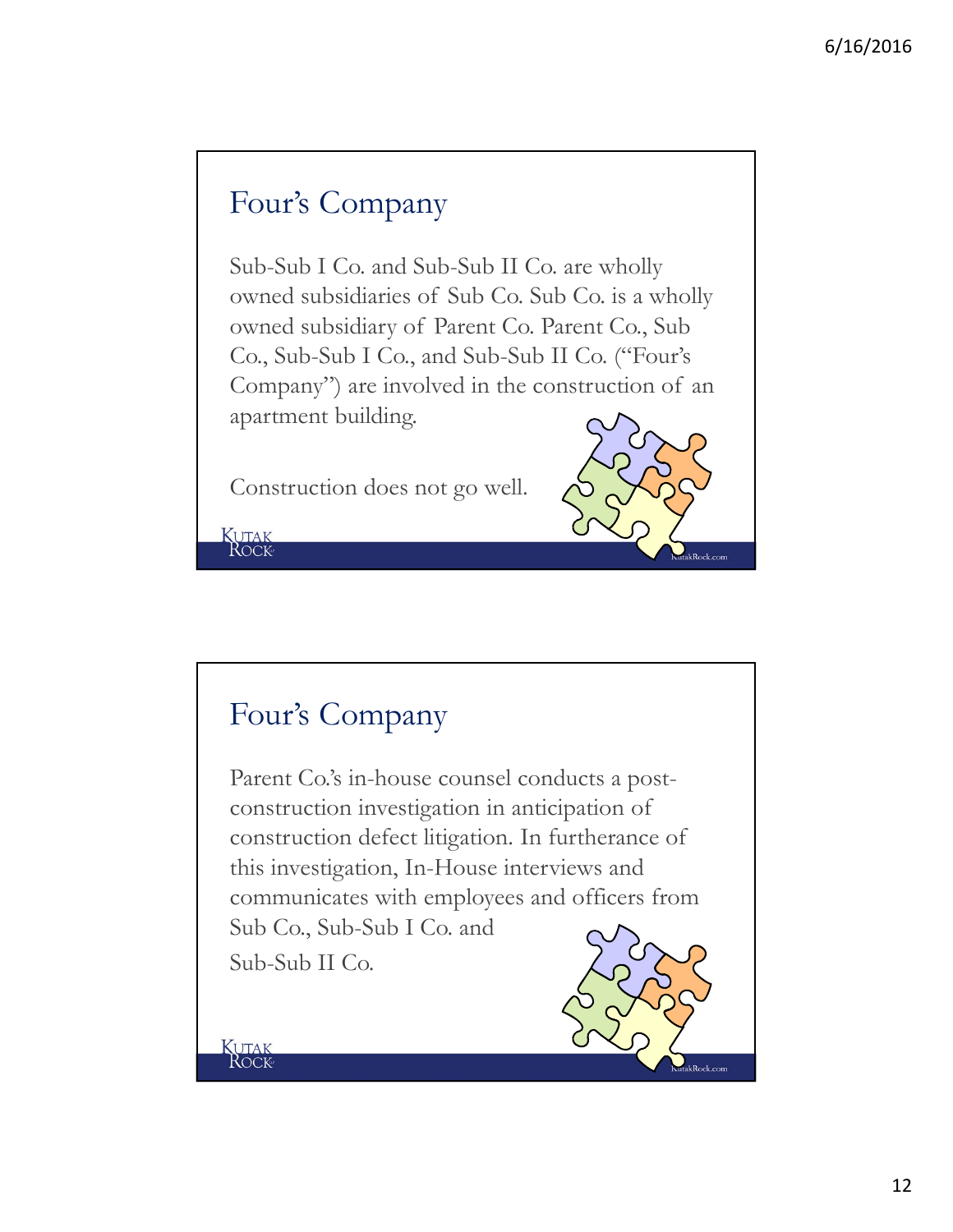## Four's Company

Sub-Sub I Co. and Sub-Sub II Co. are wholly owned subsidiaries of Sub Co. Sub Co. is a wholly owned subsidiary of Parent Co. Parent Co., Sub Co., Sub-Sub I Co., and Sub-Sub II Co. ("Four's Company") are involved in the construction of an apartment building.

Construction does not go well.

## Four's Company

Parent Co.'s in-house counsel conducts a post-construction investigation in anticipation of construction defect litigation. In furtherance of this investigation, In-House interviews and communicates with employees and officers from Sub Co., Sub-Sub I Co. and Sub-Sub II Co.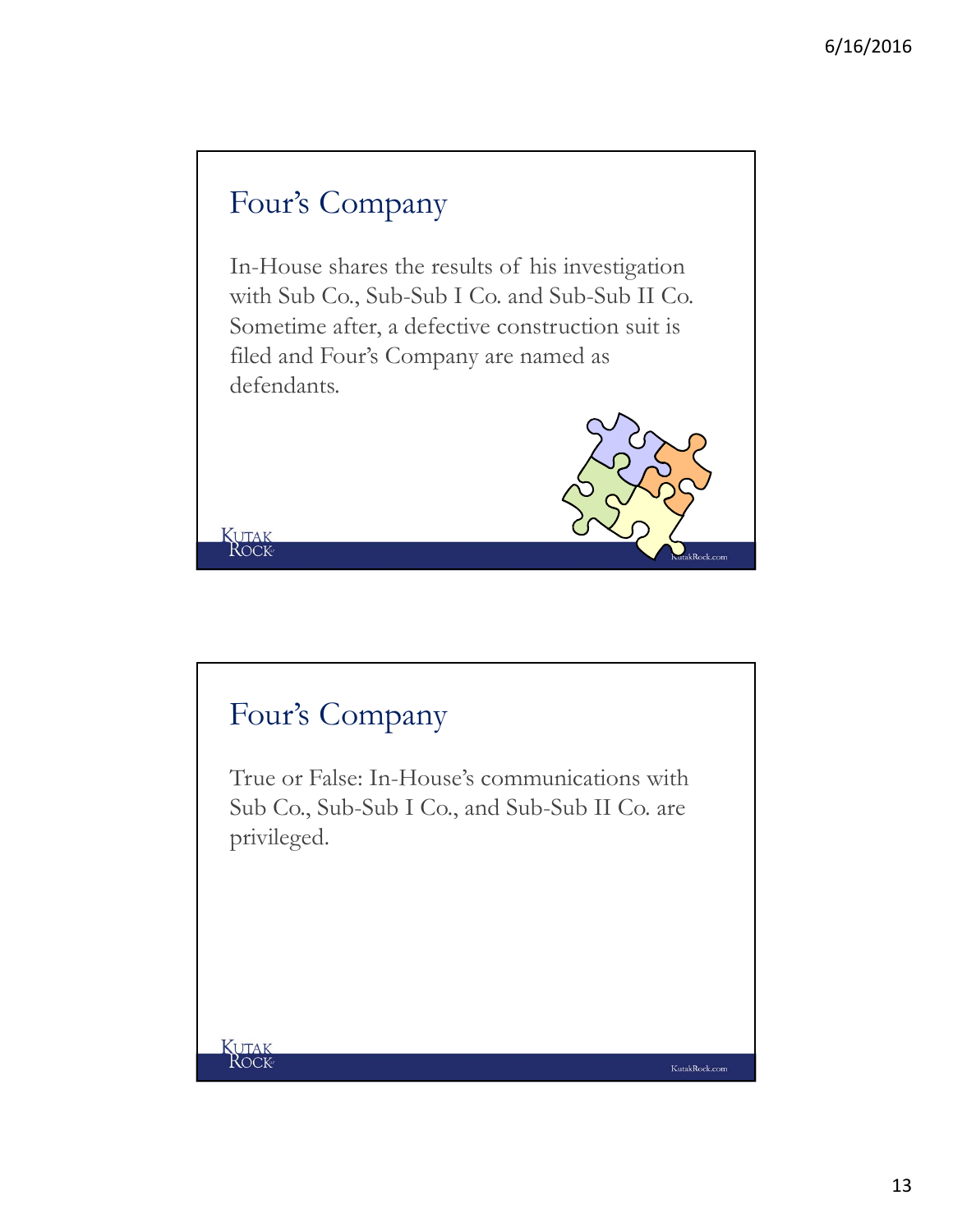## Four's Company

In-House shares the results of his investigation with Sub Co., Sub-Sub I Co. and Sub-Sub II Co. Sometime after, a defective construction suit is filed and Four's Company are named as defendants.

## Four's Company

True or False: In-House's communications with Sub Co., Sub-Sub I Co., and Sub-Sub II Co. are privileged.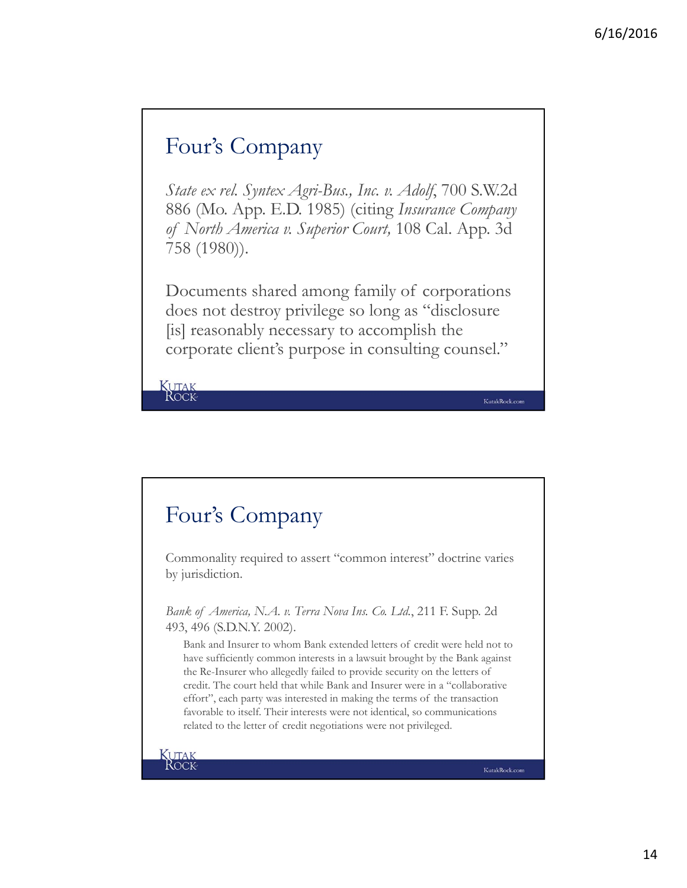## Four's Company

*State ex rel. Syntex Agri-Bus., Inc. v. Adolf*, 700 S.W.2d 886 (Mo. App. E.D. 1985) (citing *Insurance Company of North America v. Superior Court,* 108 Cal. App. 3d 758 (1980)).

Documents shared among family of corporations does not destroy privilege so long as "disclosure [is] reasonably necessary to accomplish the corporate client's purpose in consulting counsel."

## Four's Company

Commonality required to assert "common interest" doctrine varies by jurisdiction.

*Bank of America, N.A. v. Terra Nova Ins. Co. Ltd.*, 211 F. Supp. 2d 493, 496 (S.D.N.Y. 2002).

Bank and Insurer to whom Bank extended letters of credit were held not to have sufficiently common interests in a lawsuit brought by the Bank against the Re-Insurer who allegedly failed to provide security on the letters of credit. The court held that while Bank and Insurer were in a "collaborative effort", each party was interested in making the terms of the transaction favorable to itself. Their interests were not identical, so communications related to the letter of credit negotiations were not privileged.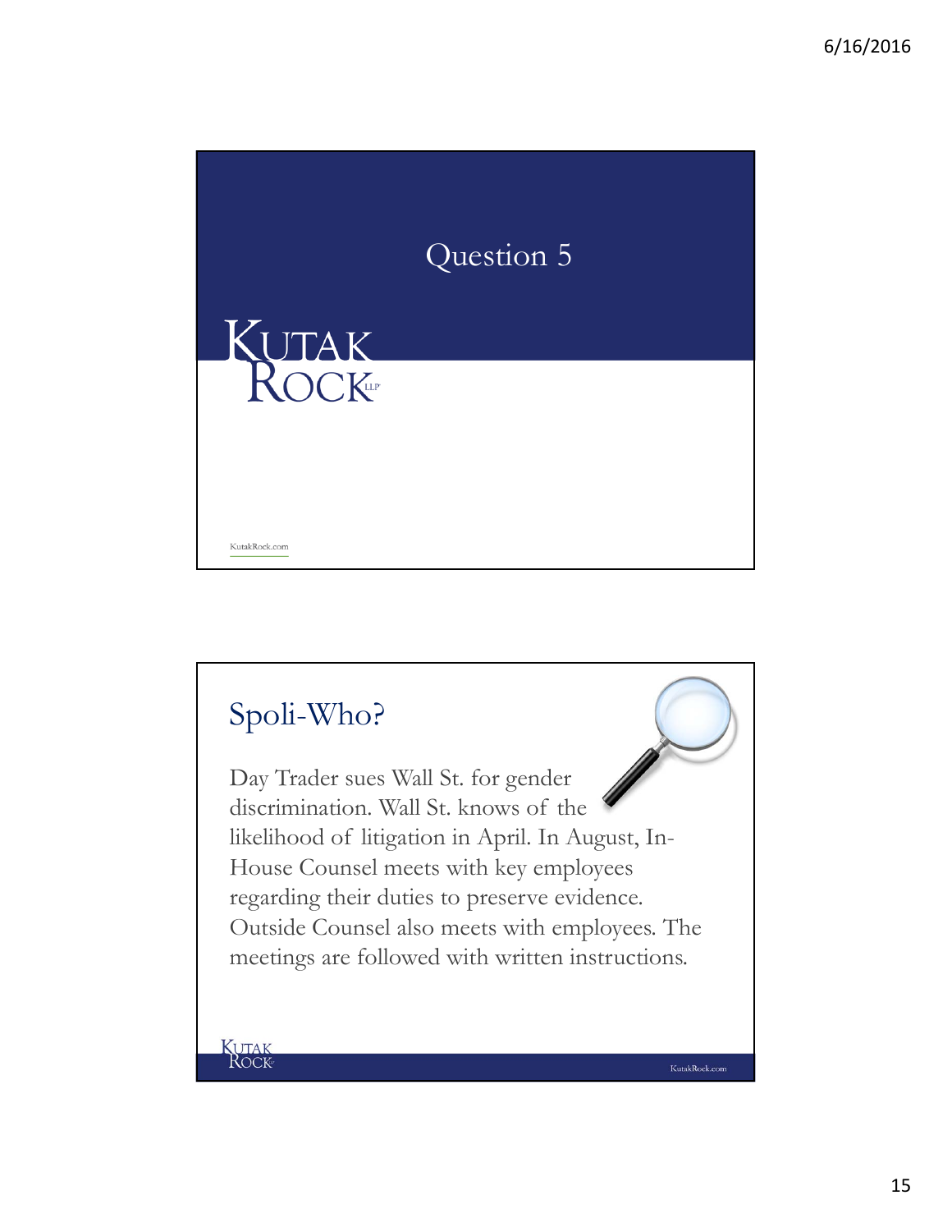# Question 5

# Spoli-Who?

Day Trader sues Wall St. for gender discrimination. Wall St. knows of the likelihood of litigation in April. In August, In-House Counsel meets with key employees regarding their duties to preserve evidence. Outside Counsel also meets with employees. The meetings are followed with written instructions.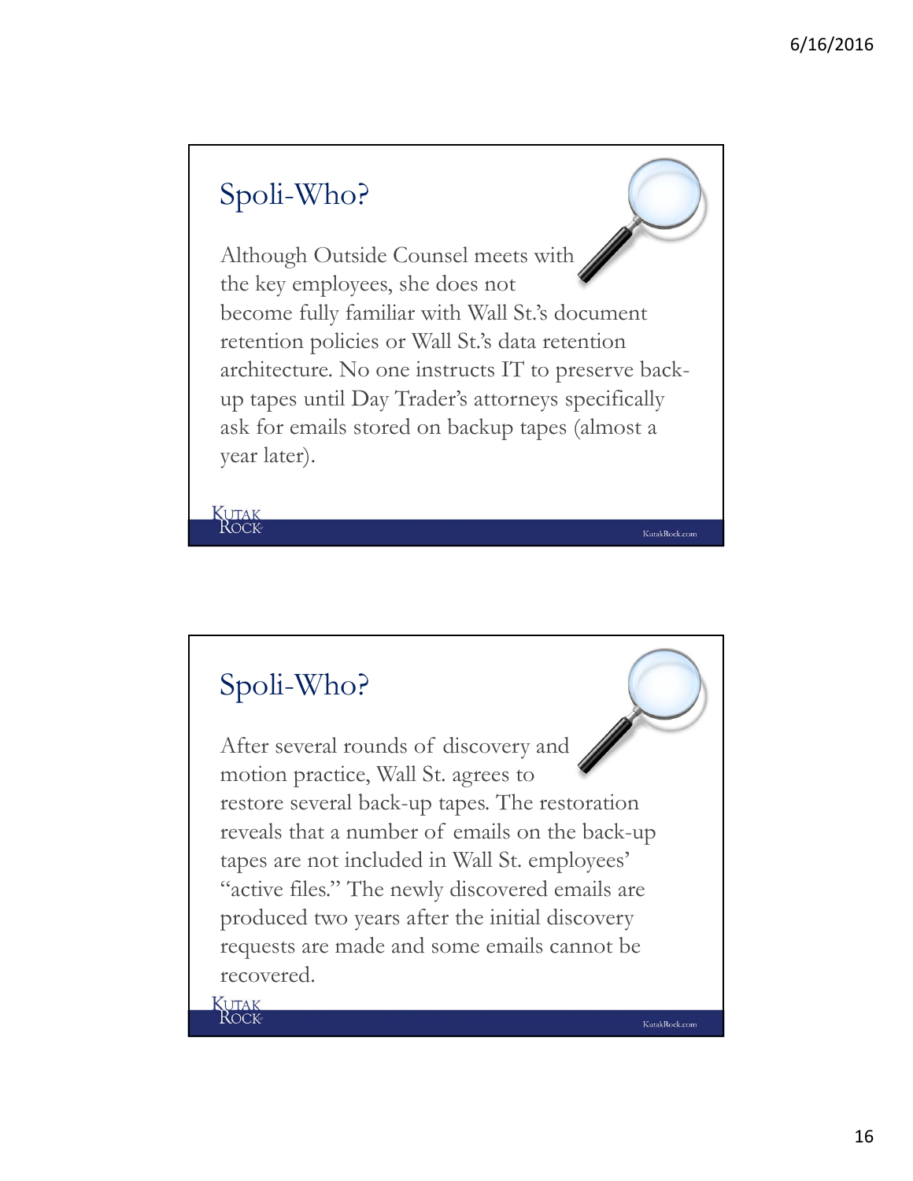## Spoli-Who?

Although Outside Counsel meets with the key employees, she does not become fully familiar with Wall St.'s document retention policies or Wall St.'s data retention architecture. No one instructs IT to preserve back-up tapes until Day Trader's attorneys specifically ask for emails stored on backup tapes (almost a year later).

## Spoli-Who?

After several rounds of discovery and motion practice, Wall St. agrees to restore several back-up tapes. The restoration reveals that a number of emails on the back-up tapes are not included in Wall St. employees' "active files." The newly discovered emails are produced two years after the initial discovery requests are made and some emails cannot be recovered.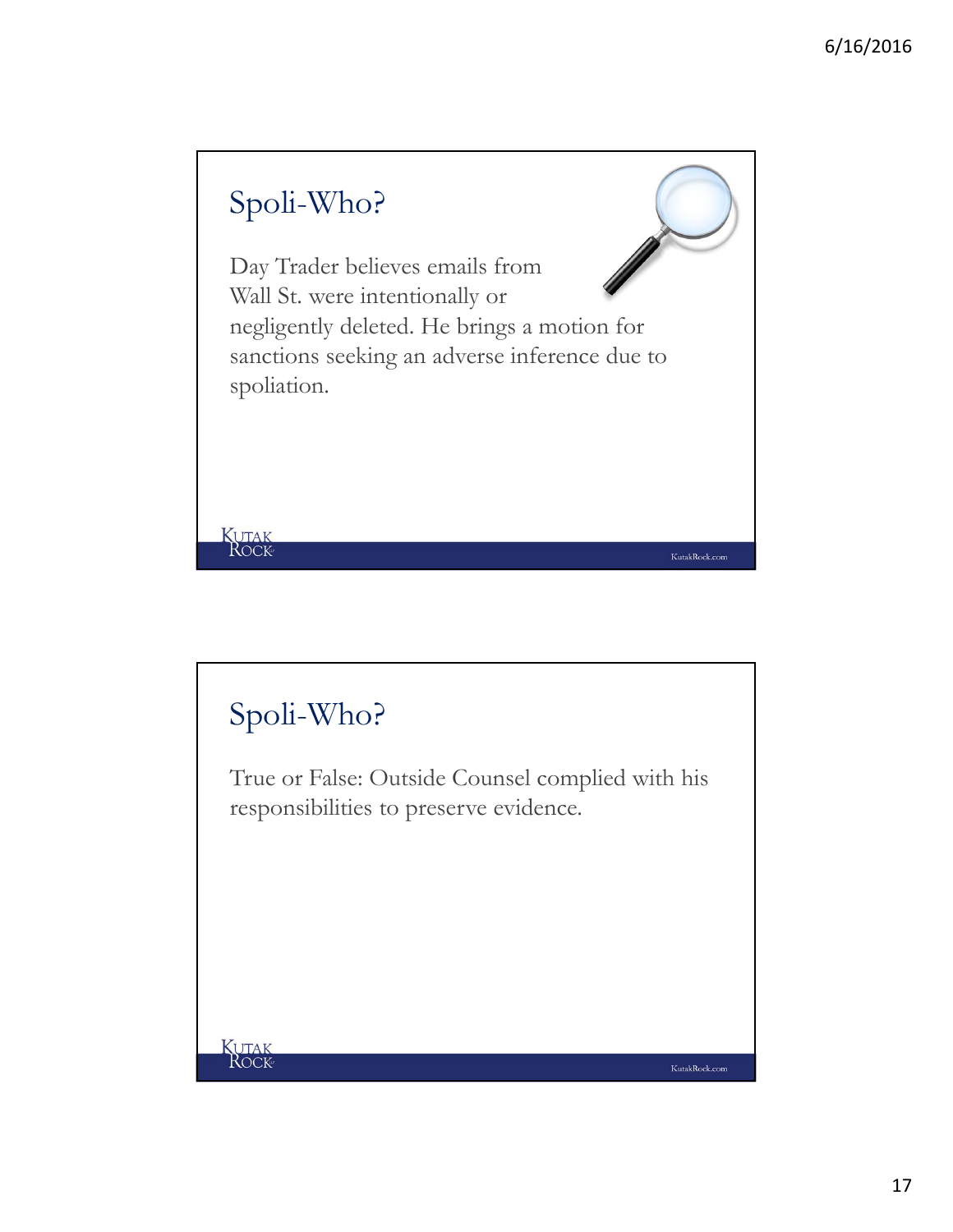## Spoli-Who?

Day Trader believes emails from Wall St. were intentionally or negligently deleted. He brings a motion for sanctions seeking an adverse inference due to spoliation.

## Spoli-Who?

True or False: Outside Counsel complied with his responsibilities to preserve evidence.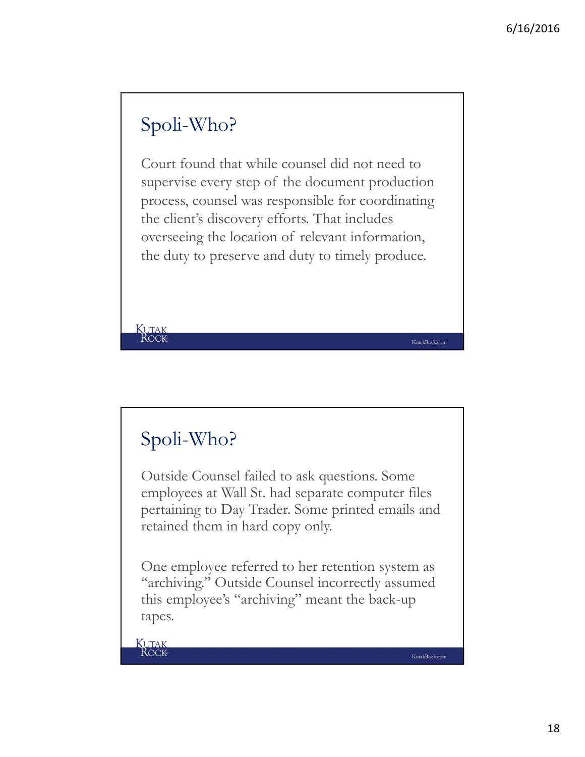## Spoli-Who?

Court found that while counsel did not need to supervise every step of the document production process, counsel was responsible for coordinating the client's discovery efforts. That includes overseeing the location of relevant information, the duty to preserve and duty to timely produce.

## Spoli-Who?

Outside Counsel failed to ask questions. Some employees at Wall St. had separate computer files pertaining to Day Trader. Some printed emails and retained them in hard copy only.

One employee referred to her retention system as "archiving." Outside Counsel incorrectly assumed this employee's "archiving" meant the back-up tapes.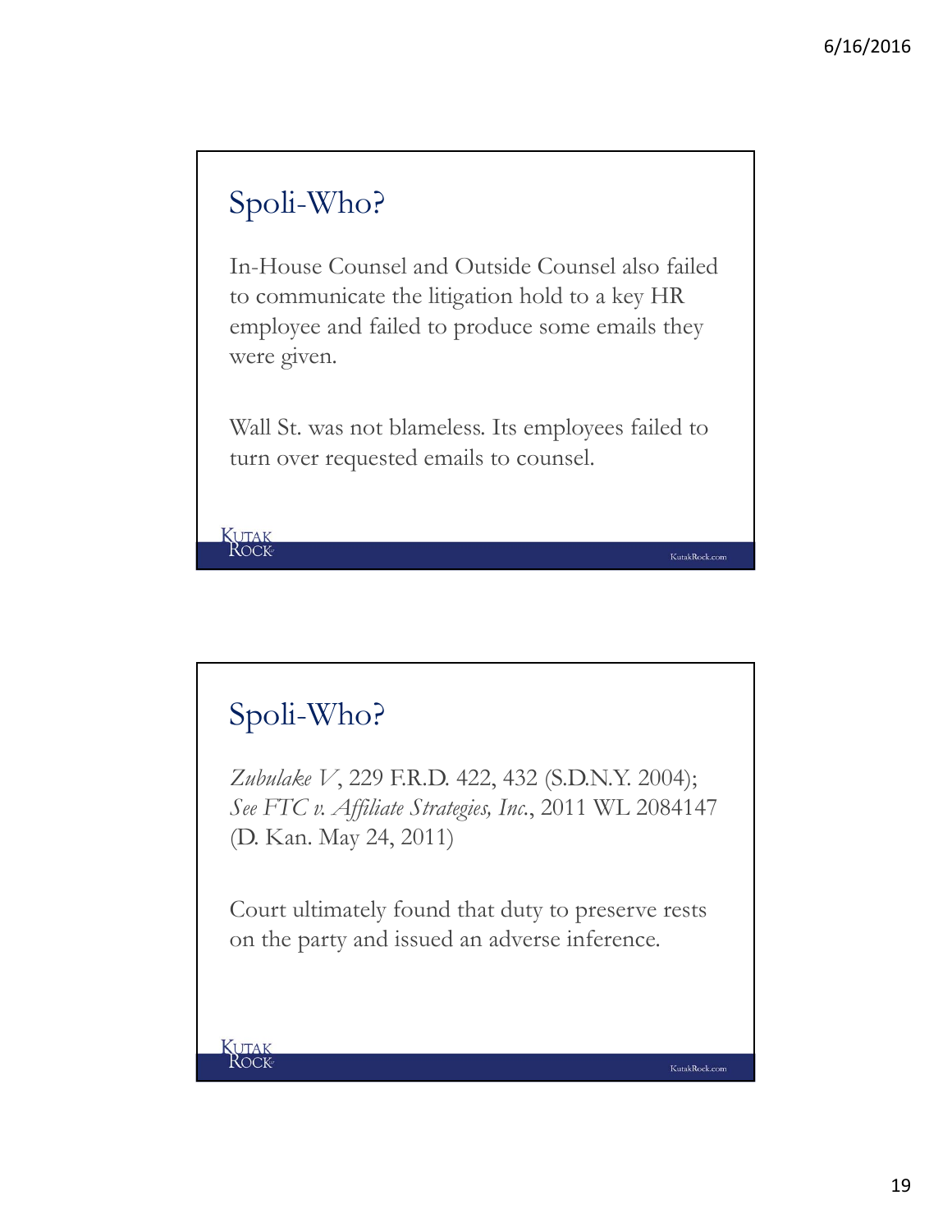## Spoli-Who?

In-House Counsel and Outside Counsel also failed to communicate the litigation hold to a key HR employee and failed to produce some emails they were given.

Wall St. was not blameless. Its employees failed to turn over requested emails to counsel.

## Spoli-Who?

*Zubulake V*, 229 F.R.D. 422, 432 (S.D.N.Y. 2004); *See FTC v. Affiliate Strategies, Inc.*, 2011 WL 2084147 (D. Kan. May 24, 2011)

Court ultimately found that duty to preserve rests on the party and issued an adverse inference.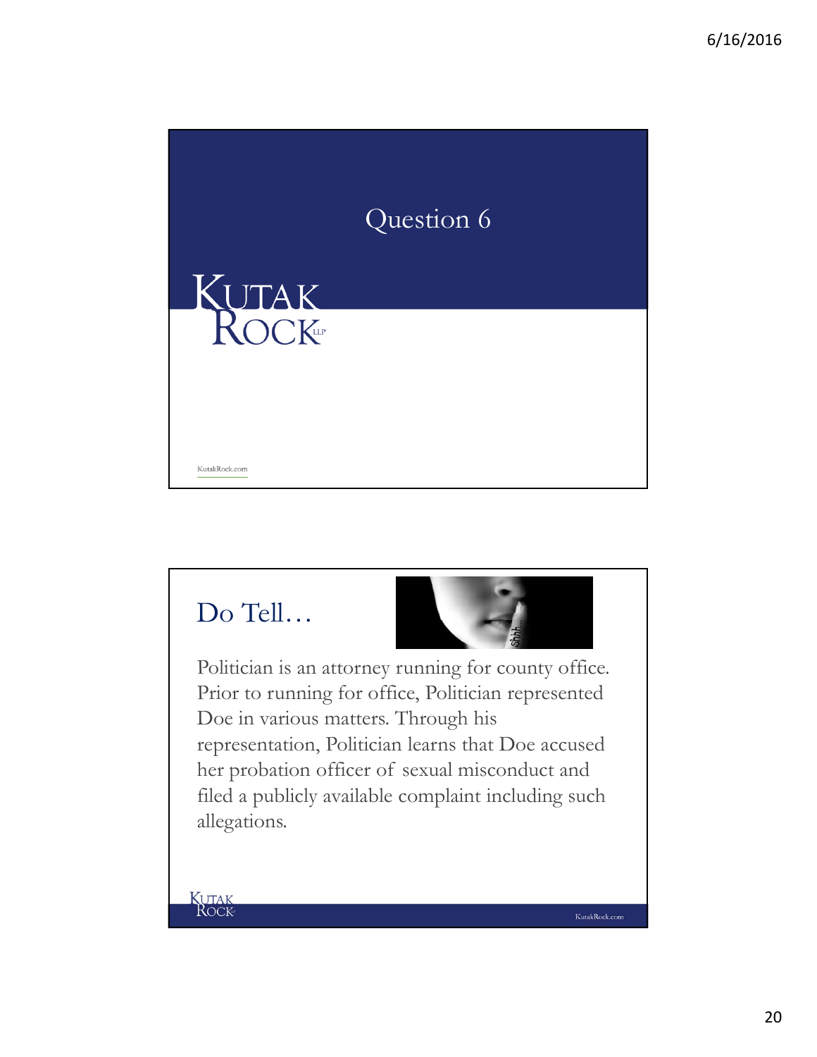# Question 6

## Do Tell…

Politician is an attorney running for county office. Prior to running for office, Politician represented Doe in various matters. Through his representation, Politician learns that Doe accused her probation officer of sexual misconduct and filed a publicly available complaint including such allegations.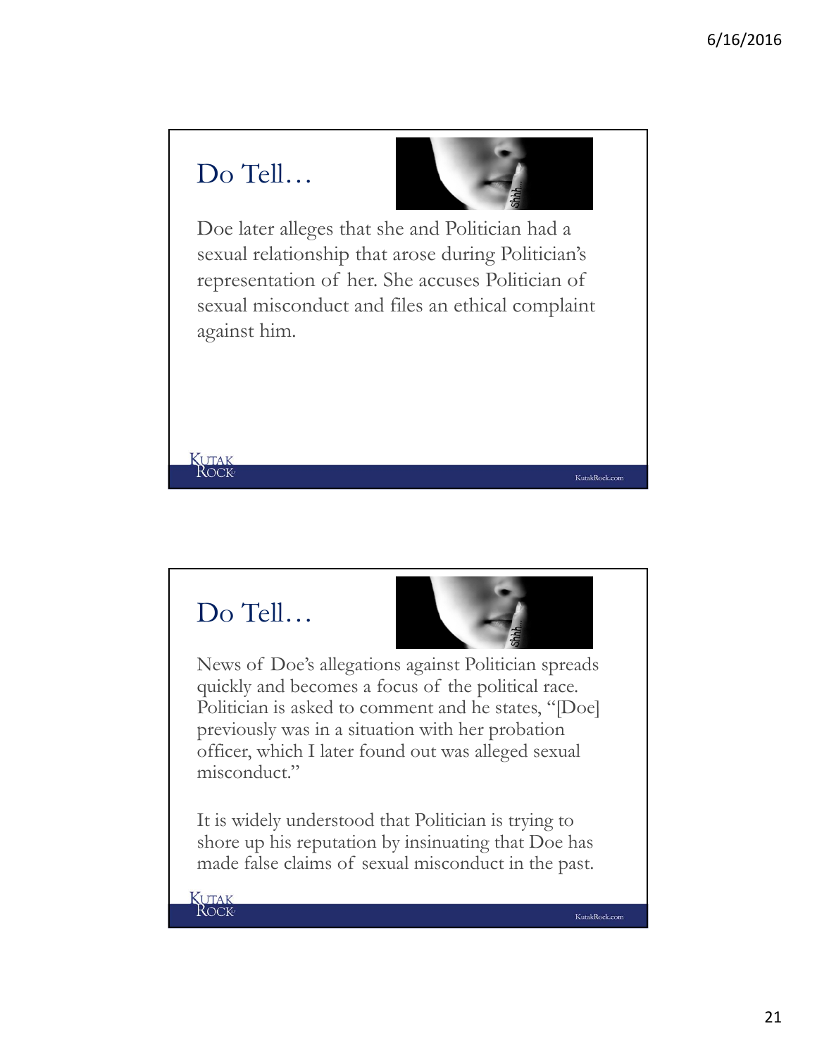## Do Tell…

Doe later alleges that she and Politician had a sexual relationship that arose during Politician's representation of her. She accuses Politician of sexual misconduct and files an ethical complaint against him.

## Do Tell…

News of Doe's allegations against Politician spreads quickly and becomes a focus of the political race. Politician is asked to comment and he states, "[Doe] previously was in a situation with her probation officer, which I later found out was alleged sexual misconduct."

It is widely understood that Politician is trying to shore up his reputation by insinuating that Doe has made false claims of sexual misconduct in the past.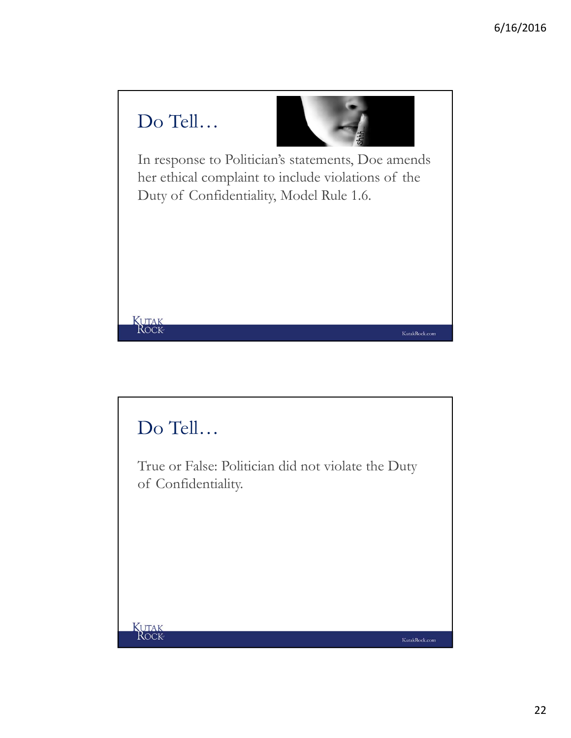## Do Tell…

In response to Politician's statements, Doe amends her ethical complaint to include violations of the Duty of Confidentiality, Model Rule 1.6.

## Do Tell…

True or False: Politician did not violate the Duty of Confidentiality.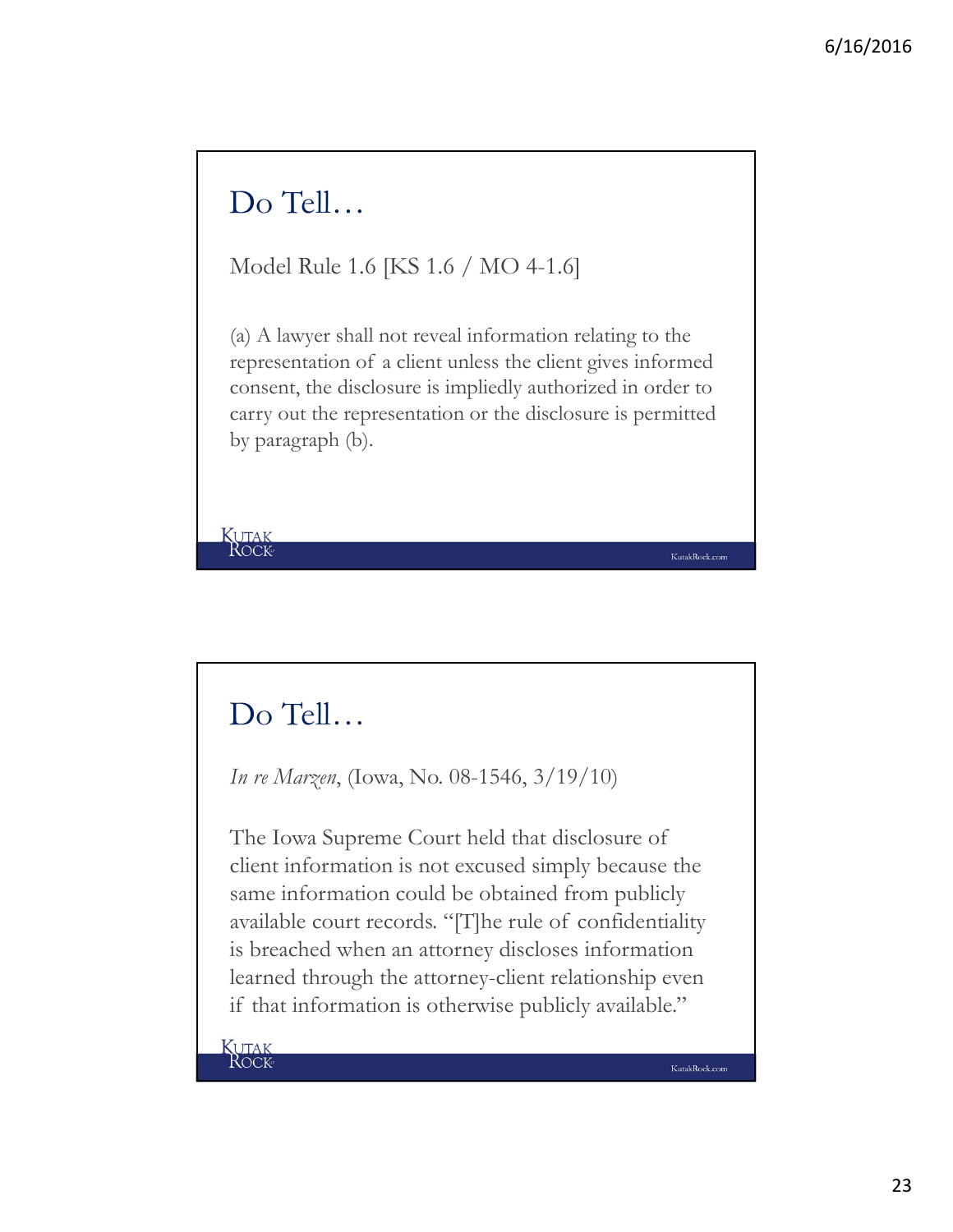## Do Tell…

Model Rule 1.6 [KS 1.6 / MO 4-1.6]

(a) A lawyer shall not reveal information relating to the representation of a client unless the client gives informed consent, the disclosure is impliedly authorized in order to carry out the representation or the disclosure is permitted by paragraph (b).

## Do Tell…

*In re Marzen*, (Iowa, No. 08-1546, 3/19/10)

The Iowa Supreme Court held that disclosure of client information is not excused simply because the same information could be obtained from publicly available court records. "[T]he rule of confidentiality is breached when an attorney discloses information learned through the attorney-client relationship even if that information is otherwise publicly available."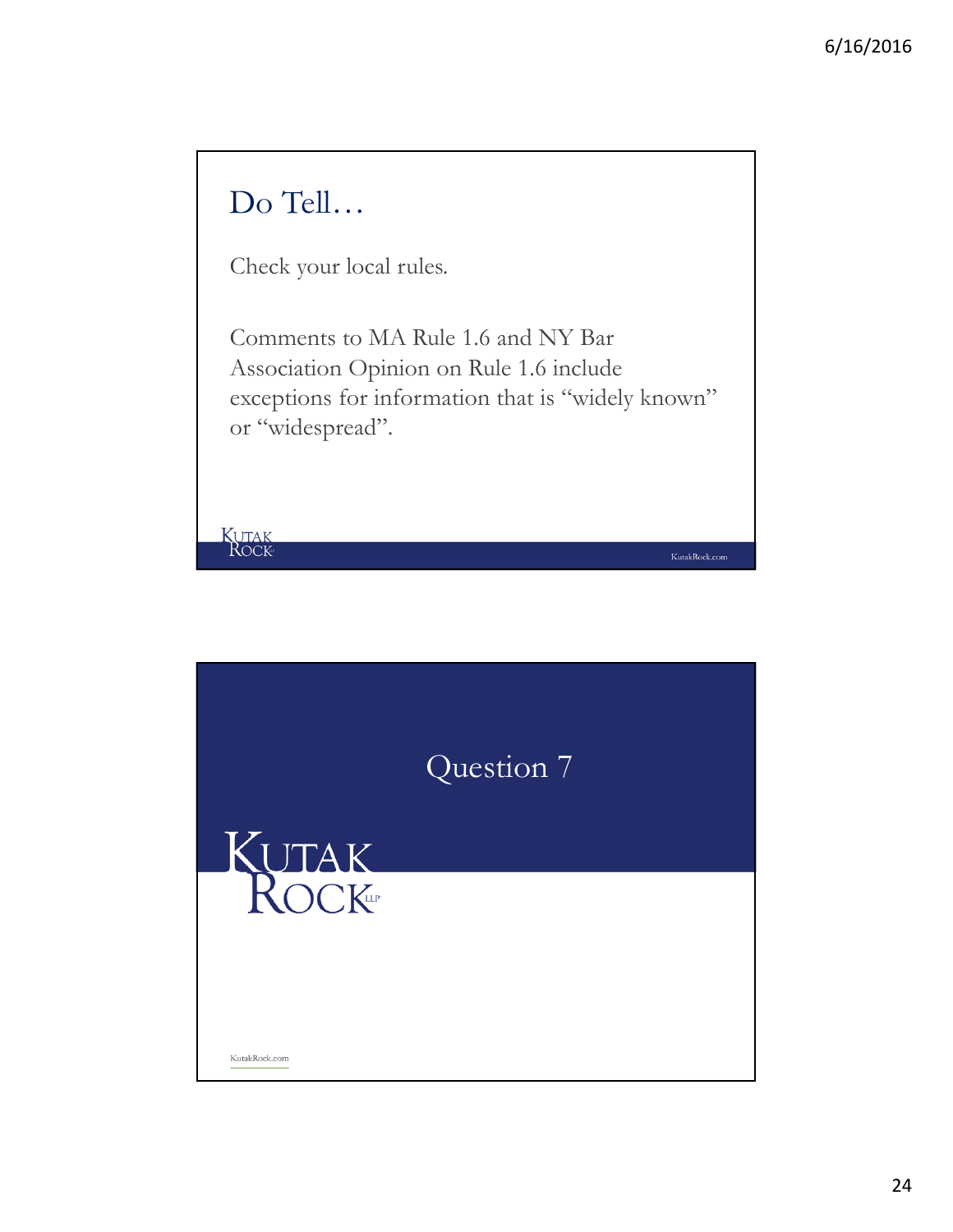## Do Tell…

Check your local rules.

Comments to MA Rule 1.6 and NY Bar Association Opinion on Rule 1.6 include exceptions for information that is "widely known" or "widespread".

## Question 7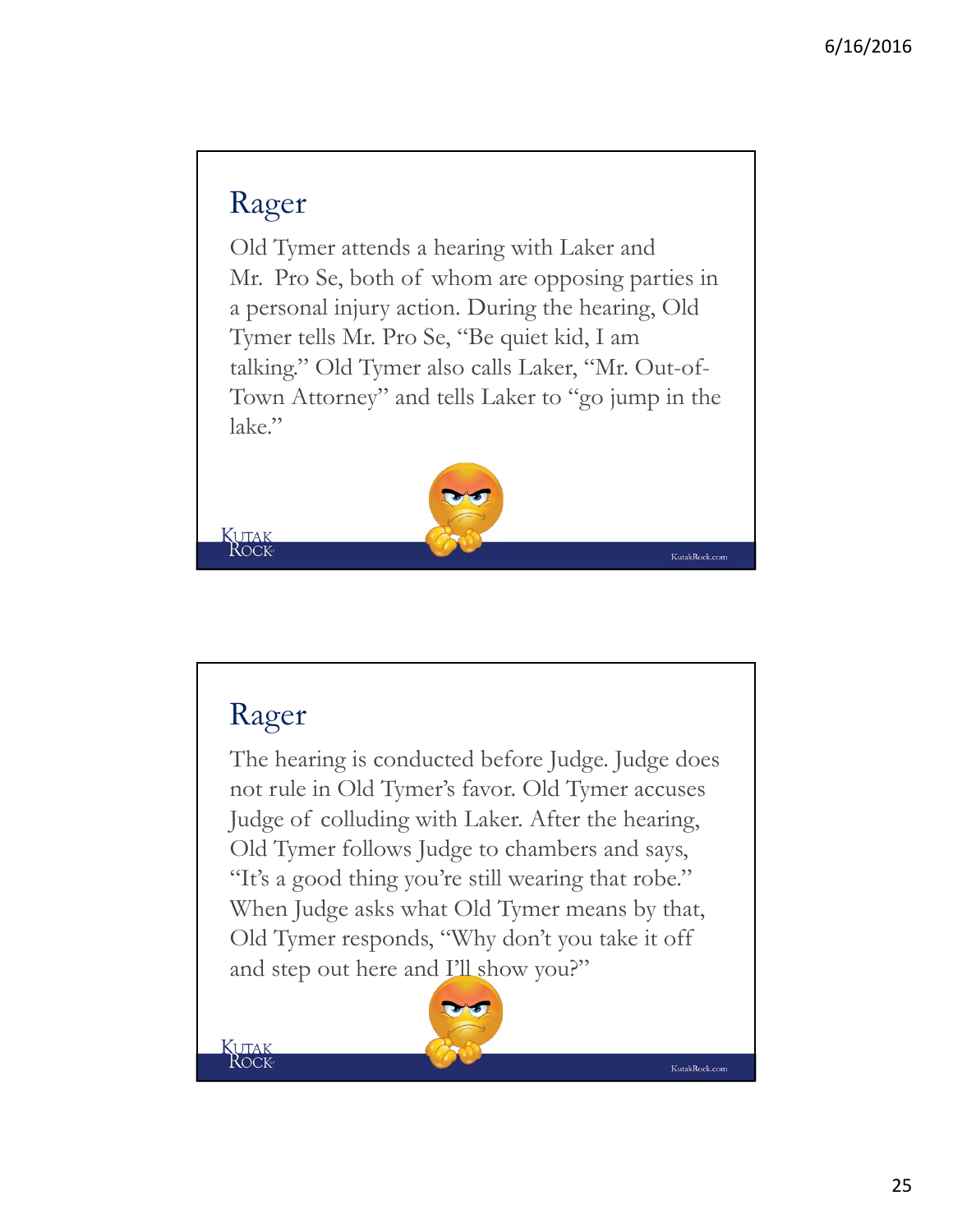## Rager

Old Tymer attends a hearing with Laker and Mr. Pro Se, both of whom are opposing parties in a personal injury action. During the hearing, Old Tymer tells Mr. Pro Se, "Be quiet kid, I am talking." Old Tymer also calls Laker, "Mr. Out-of-Town Attorney" and tells Laker to "go jump in the lake."

## Rager

The hearing is conducted before Judge. Judge does not rule in Old Tymer's favor. Old Tymer accuses Judge of colluding with Laker. After the hearing, Old Tymer follows Judge to chambers and says, "It's a good thing you're still wearing that robe." When Judge asks what Old Tymer means by that, Old Tymer responds, "Why don't you take it off and step out here and I'll show you?"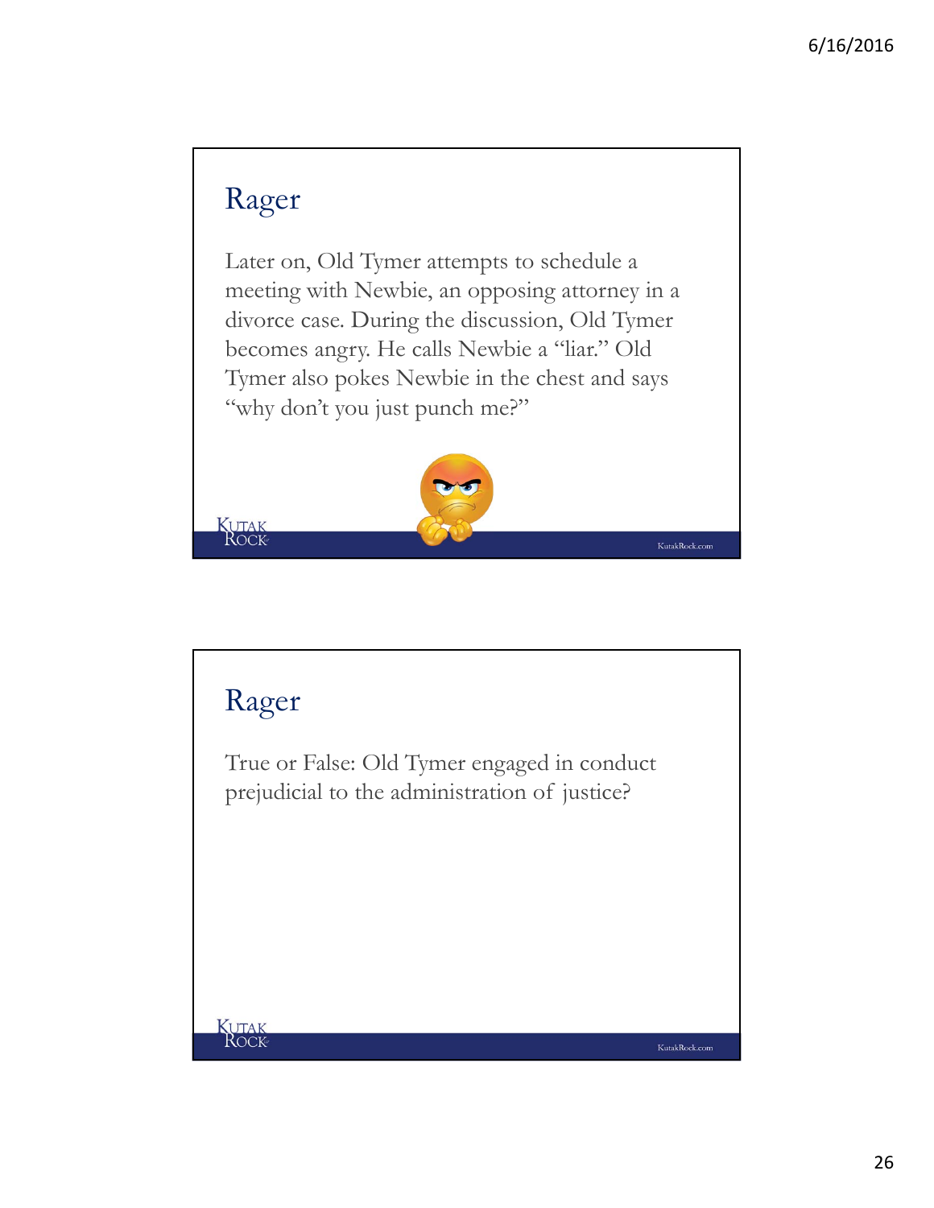## Rager

Later on, Old Tymer attempts to schedule a meeting with Newbie, an opposing attorney in a divorce case. During the discussion, Old Tymer becomes angry. He calls Newbie a "liar." Old Tymer also pokes Newbie in the chest and says "why don't you just punch me?"

## Rager

True or False: Old Tymer engaged in conduct prejudicial to the administration of justice?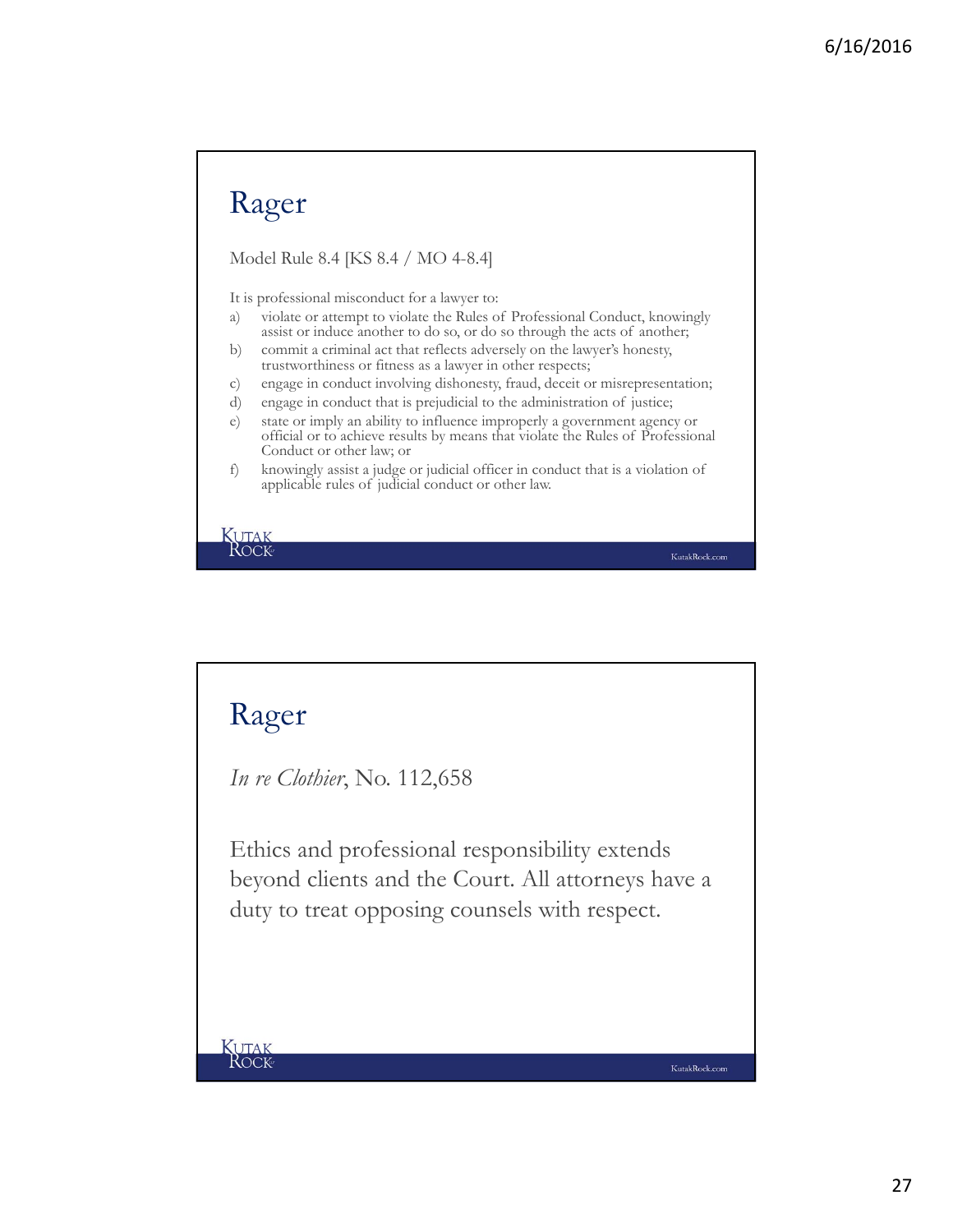# Rager

Model Rule 8.4 [KS 8.4 / MO 4-8.4]

It is professional misconduct for a lawyer to:

a) violate or attempt to violate the Rules of Professional Conduct, knowingly assist or induce another to do so, or do so through the acts of another;
b) commit a criminal act that reflects adversely on the lawyer's honesty, trustworthiness or fitness as a lawyer in other respects;
c) engage in conduct involving dishonesty, fraud, deceit or misrepresentation;
d) engage in conduct that is prejudicial to the administration of justice;
e) state or imply an ability to influence improperly a government agency or official or to achieve results by means that violate the Rules of Professional Conduct or other law; or
f) knowingly assist a judge or judicial officer in conduct that is a violation of applicable rules of judicial conduct or other law.

# Rager

*In re Clothier*, No. 112,658

Ethics and professional responsibility extends beyond clients and the Court. All attorneys have a duty to treat opposing counsels with respect.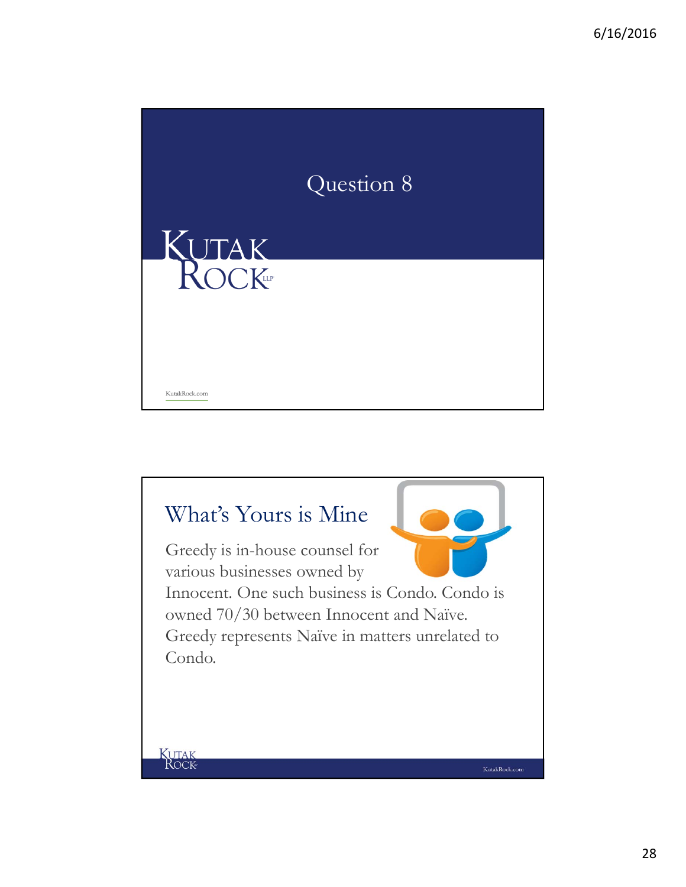# Question 8

## What's Yours is Mine

Greedy is in-house counsel for various businesses owned by Innocent. One such business is Condo. Condo is owned 70/30 between Innocent and Naïve. Greedy represents Naïve in matters unrelated to Condo.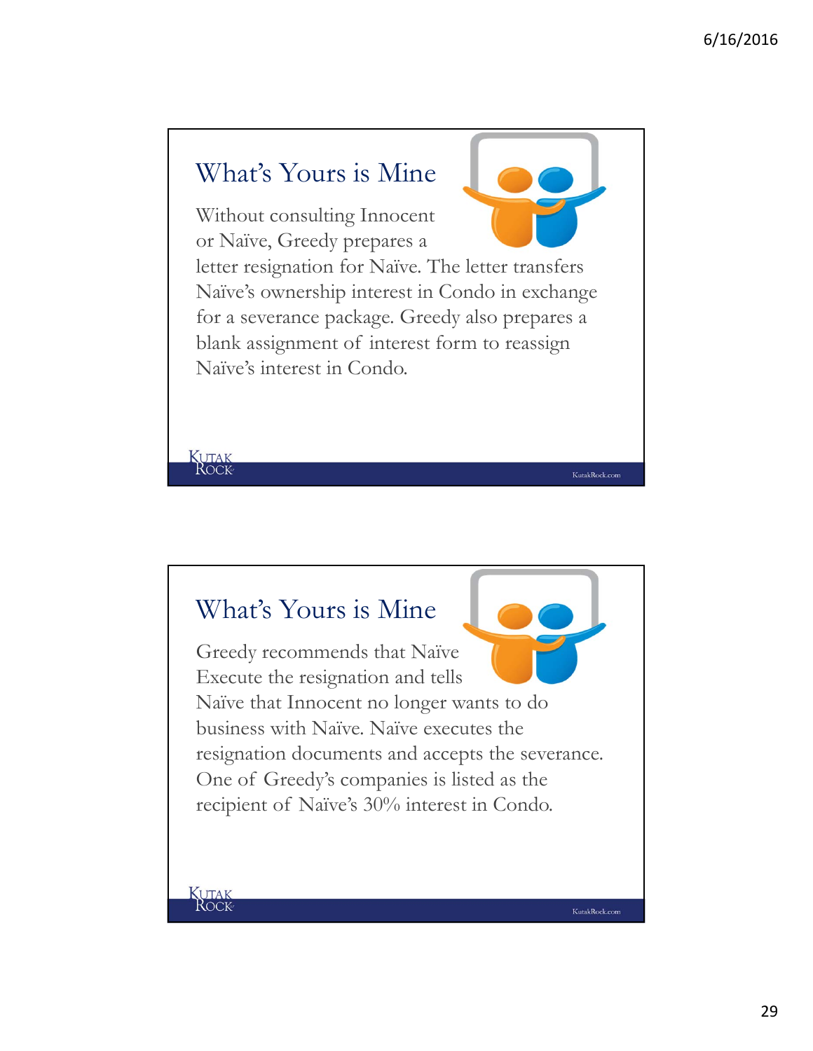## What's Yours is Mine

Without consulting Innocent or Naïve, Greedy prepares a letter resignation for Naïve. The letter transfers Naïve's ownership interest in Condo in exchange for a severance package. Greedy also prepares a blank assignment of interest form to reassign Naïve's interest in Condo.

## What's Yours is Mine

Greedy recommends that Naïve Execute the resignation and tells Naïve that Innocent no longer wants to do business with Naïve. Naïve executes the resignation documents and accepts the severance. One of Greedy's companies is listed as the recipient of Naïve's 30% interest in Condo.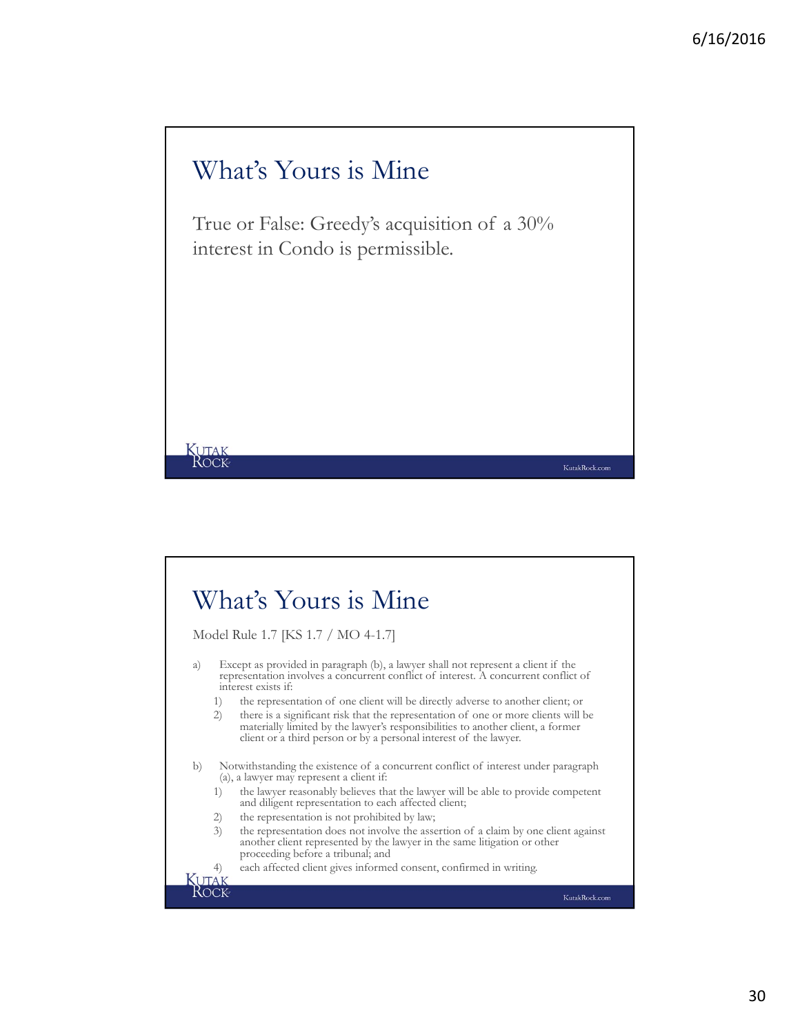## What's Yours is Mine

True or False: Greedy's acquisition of a 30% interest in Condo is permissible.

## What's Yours is Mine

Model Rule 1.7 [KS 1.7 / MO 4-1.7]

a) Except as provided in paragraph (b), a lawyer shall not represent a client if the representation involves a concurrent conflict of interest. A concurrent conflict of interest exists if:
   1) the representation of one client will be directly adverse to another client; or
   2) there is a significant risk that the representation of one or more clients will be materially limited by the lawyer's responsibilities to another client, a former client or a third person or by a personal interest of the lawyer.

b) Notwithstanding the existence of a concurrent conflict of interest under paragraph (a), a lawyer may represent a client if:
   1) the lawyer reasonably believes that the lawyer will be able to provide competent and diligent representation to each affected client;
   2) the representation is not prohibited by law;
   3) the representation does not involve the assertion of a claim by one client against another client represented by the lawyer in the same litigation or other proceeding before a tribunal; and
   4) each affected client gives informed consent, confirmed in writing.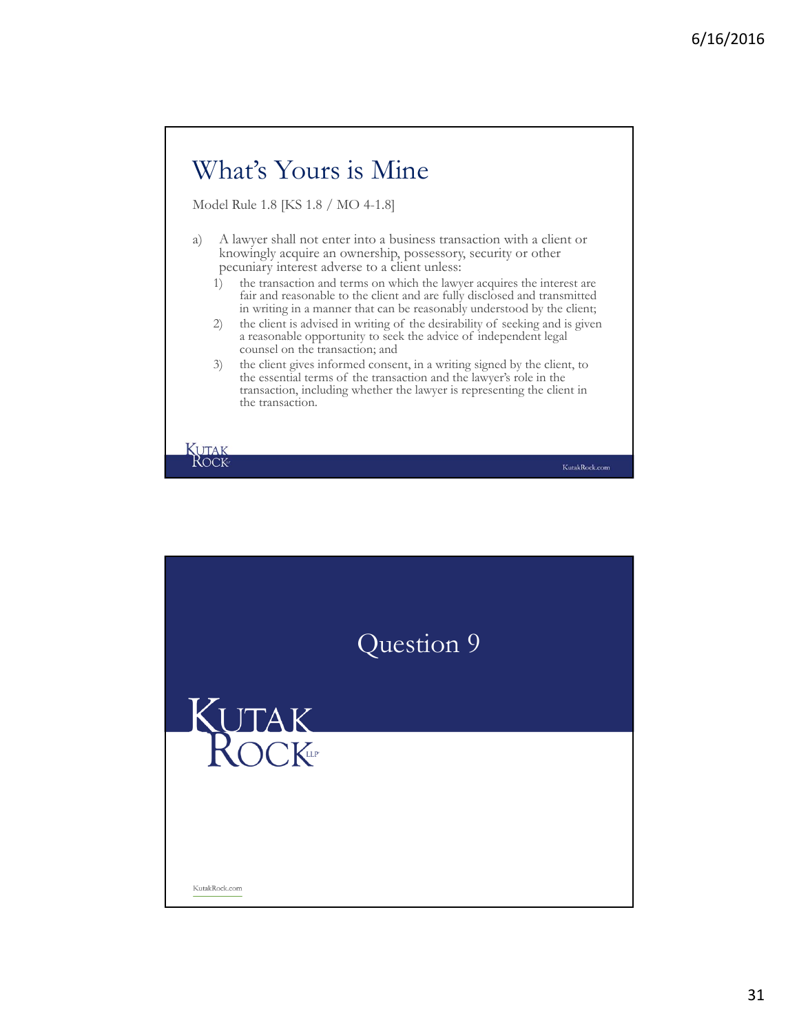## What's Yours is Mine

Model Rule 1.8 [KS 1.8 / MO 4-1.8]

a) A lawyer shall not enter into a business transaction with a client or knowingly acquire an ownership, possessory, security or other pecuniary interest adverse to a client unless:
   1) the transaction and terms on which the lawyer acquires the interest are fair and reasonable to the client and are fully disclosed and transmitted in writing in a manner that can be reasonably understood by the client;
   2) the client is advised in writing of the desirability of seeking and is given a reasonable opportunity to seek the advice of independent legal counsel on the transaction; and
   3) the client gives informed consent, in a writing signed by the client, to the essential terms of the transaction and the lawyer's role in the transaction, including whether the lawyer is representing the client in the transaction.

## Question 9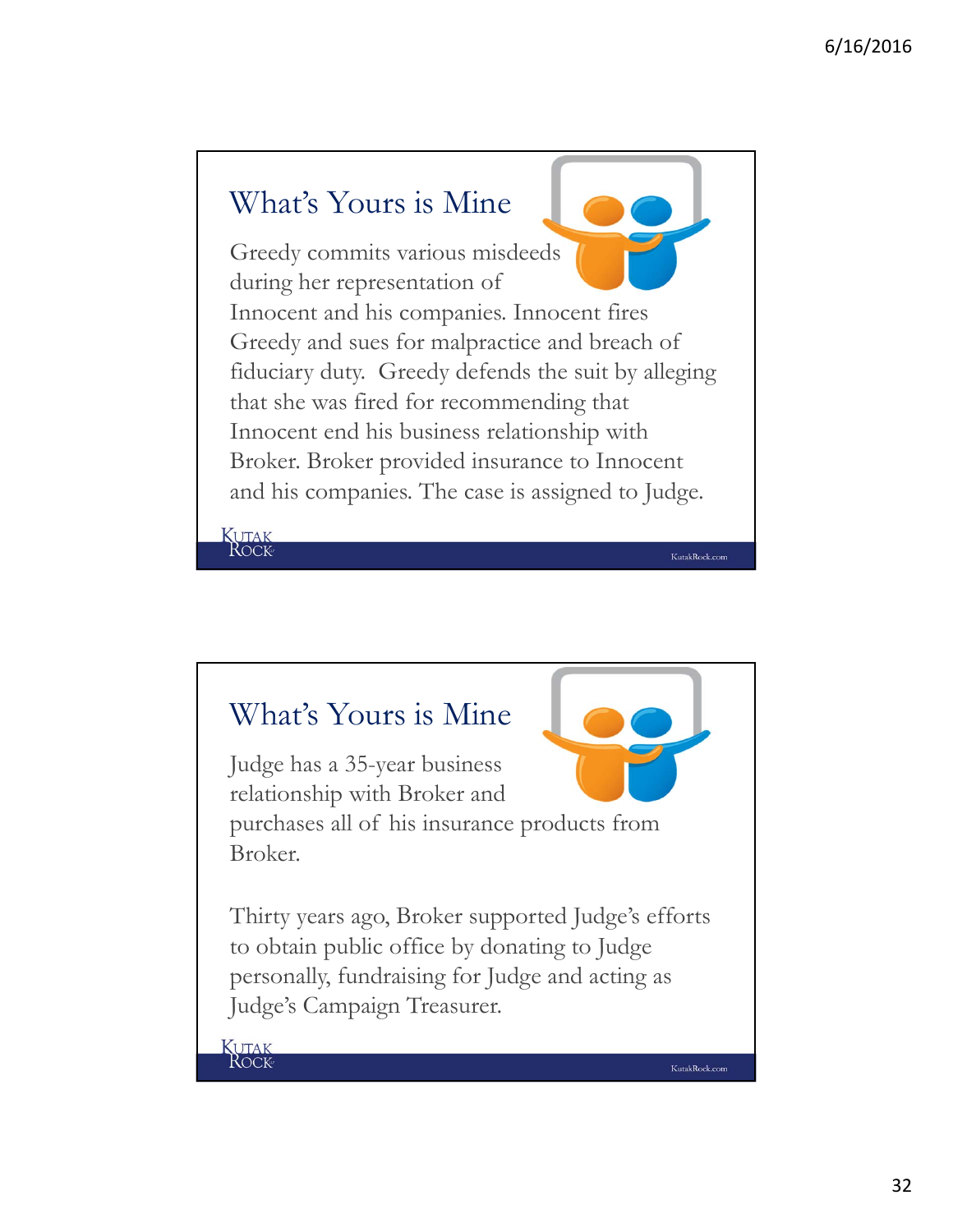## What's Yours is Mine

Greedy commits various misdeeds during her representation of Innocent and his companies. Innocent fires Greedy and sues for malpractice and breach of fiduciary duty. Greedy defends the suit by alleging that she was fired for recommending that Innocent end his business relationship with Broker. Broker provided insurance to Innocent and his companies. The case is assigned to Judge.

## What's Yours is Mine

Judge has a 35-year business relationship with Broker and purchases all of his insurance products from Broker.

Thirty years ago, Broker supported Judge's efforts to obtain public office by donating to Judge personally, fundraising for Judge and acting as Judge's Campaign Treasurer.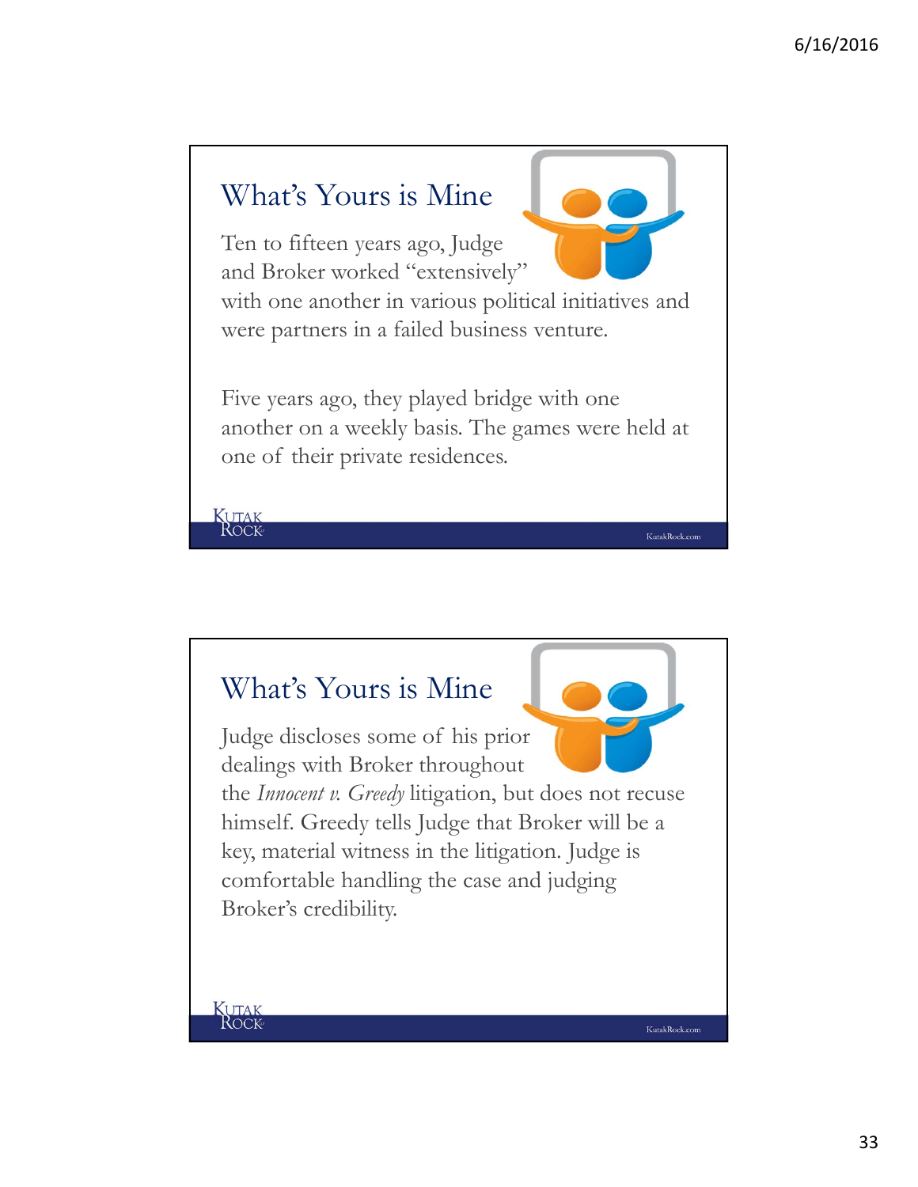## What's Yours is Mine

Ten to fifteen years ago, Judge and Broker worked "extensively" with one another in various political initiatives and were partners in a failed business venture.

Five years ago, they played bridge with one another on a weekly basis. The games were held at one of their private residences.

## What's Yours is Mine

Judge discloses some of his prior dealings with Broker throughout the *Innocent v. Greedy* litigation, but does not recuse himself. Greedy tells Judge that Broker will be a key, material witness in the litigation. Judge is comfortable handling the case and judging Broker's credibility.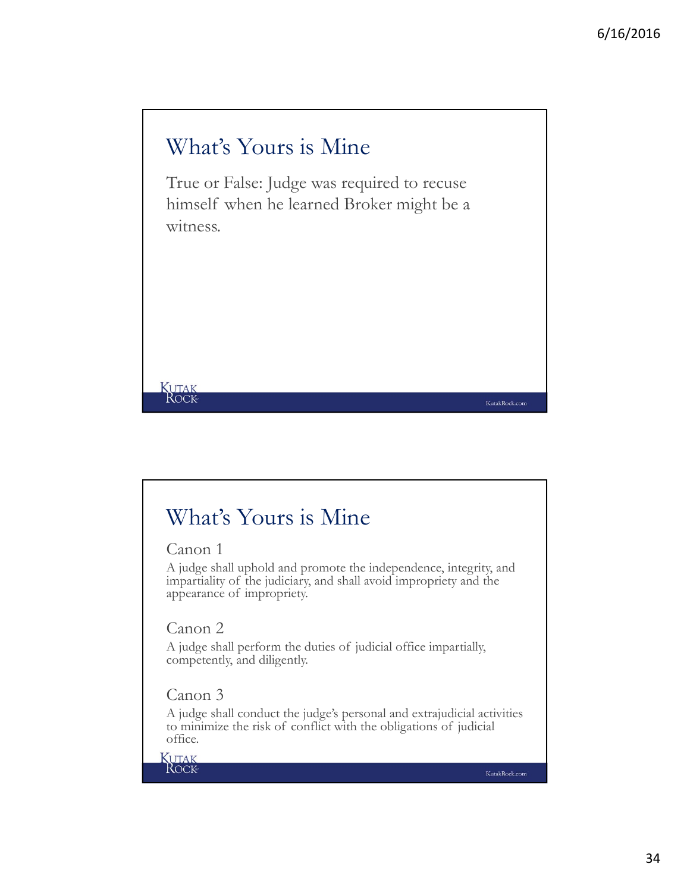## What's Yours is Mine

True or False: Judge was required to recuse himself when he learned Broker might be a witness.

## What's Yours is Mine

### Canon 1

A judge shall uphold and promote the independence, integrity, and impartiality of the judiciary, and shall avoid impropriety and the appearance of impropriety.

### Canon 2

A judge shall perform the duties of judicial office impartially, competently, and diligently.

### Canon 3

A judge shall conduct the judge's personal and extrajudicial activities to minimize the risk of conflict with the obligations of judicial office.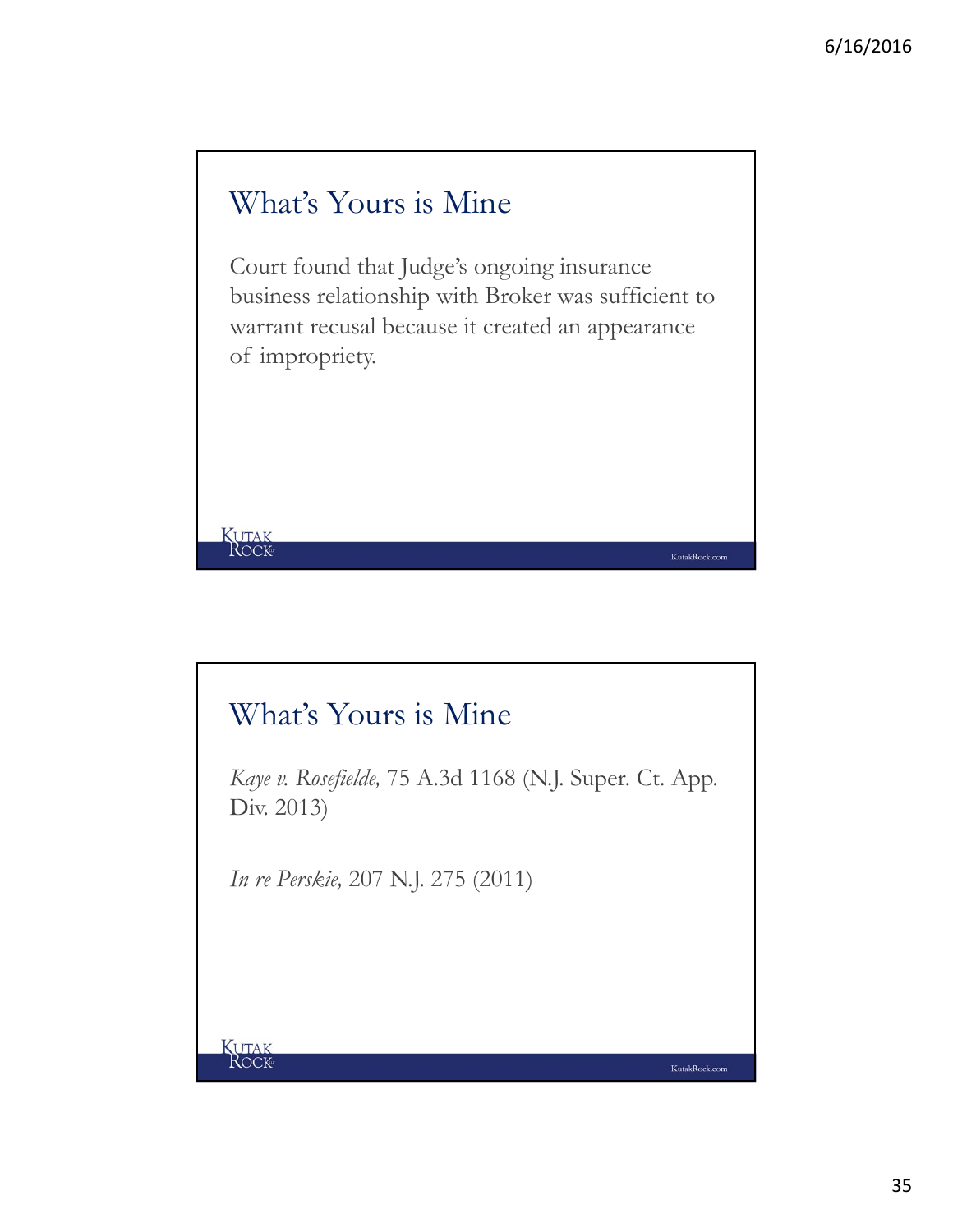## What's Yours is Mine

Court found that Judge's ongoing insurance business relationship with Broker was sufficient to warrant recusal because it created an appearance of impropriety.

## What's Yours is Mine

*Kaye v. Rosefielde,* 75 A.3d 1168 (N.J. Super. Ct. App. Div. 2013)

*In re Perskie,* 207 N.J. 275 (2011)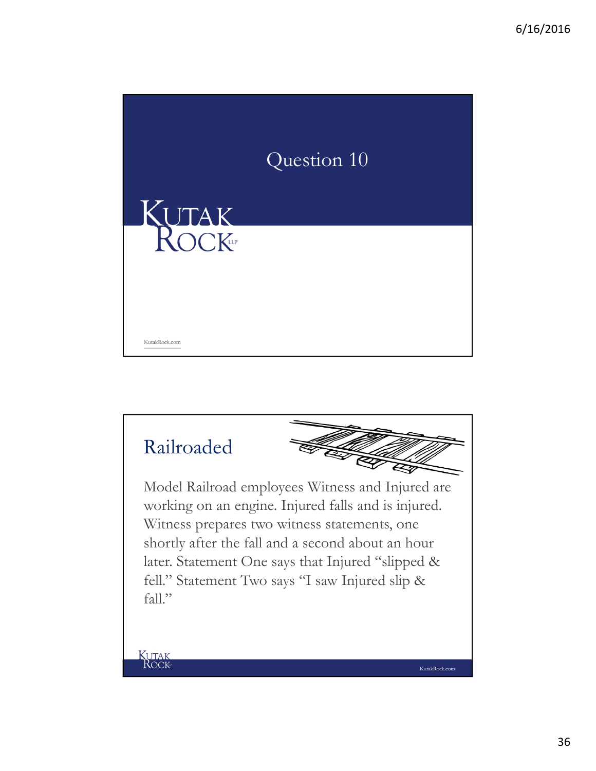# Question 10

## Railroaded

Model Railroad employees Witness and Injured are working on an engine. Injured falls and is injured. Witness prepares two witness statements, one shortly after the fall and a second about an hour later. Statement One says that Injured "slipped & fell." Statement Two says "I saw Injured slip & fall."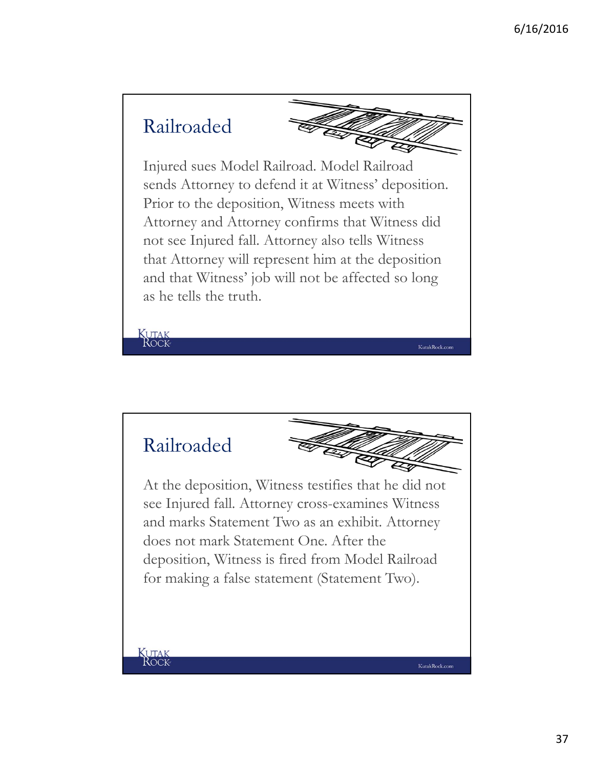## Railroaded

Injured sues Model Railroad. Model Railroad sends Attorney to defend it at Witness' deposition. Prior to the deposition, Witness meets with Attorney and Attorney confirms that Witness did not see Injured fall. Attorney also tells Witness that Attorney will represent him at the deposition and that Witness' job will not be affected so long as he tells the truth.

## Railroaded

At the deposition, Witness testifies that he did not see Injured fall. Attorney cross-examines Witness and marks Statement Two as an exhibit. Attorney does not mark Statement One. After the deposition, Witness is fired from Model Railroad for making a false statement (Statement Two).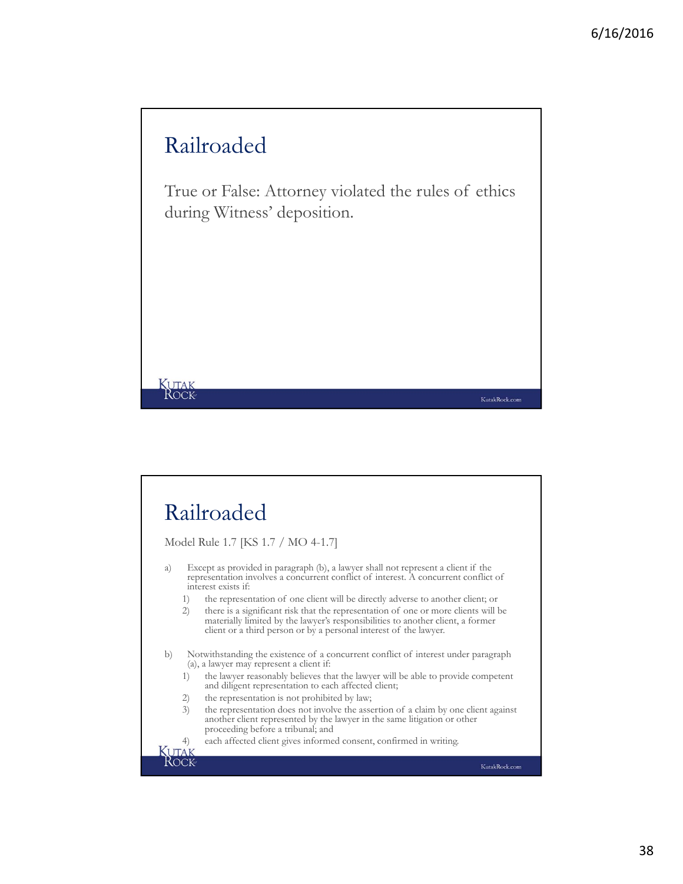## Railroaded

True or False: Attorney violated the rules of ethics during Witness' deposition.

## Railroaded

Model Rule 1.7 [KS 1.7 / MO 4-1.7]

a) Except as provided in paragraph (b), a lawyer shall not represent a client if the representation involves a concurrent conflict of interest. A concurrent conflict of interest exists if:
   1) the representation of one client will be directly adverse to another client; or
   2) there is a significant risk that the representation of one or more clients will be materially limited by the lawyer's responsibilities to another client, a former client or a third person or by a personal interest of the lawyer.

b) Notwithstanding the existence of a concurrent conflict of interest under paragraph (a), a lawyer may represent a client if:
   1) the lawyer reasonably believes that the lawyer will be able to provide competent and diligent representation to each affected client;
   2) the representation is not prohibited by law;
   3) the representation does not involve the assertion of a claim by one client against another client represented by the lawyer in the same litigation or other proceeding before a tribunal; and
   4) each affected client gives informed consent, confirmed in writing.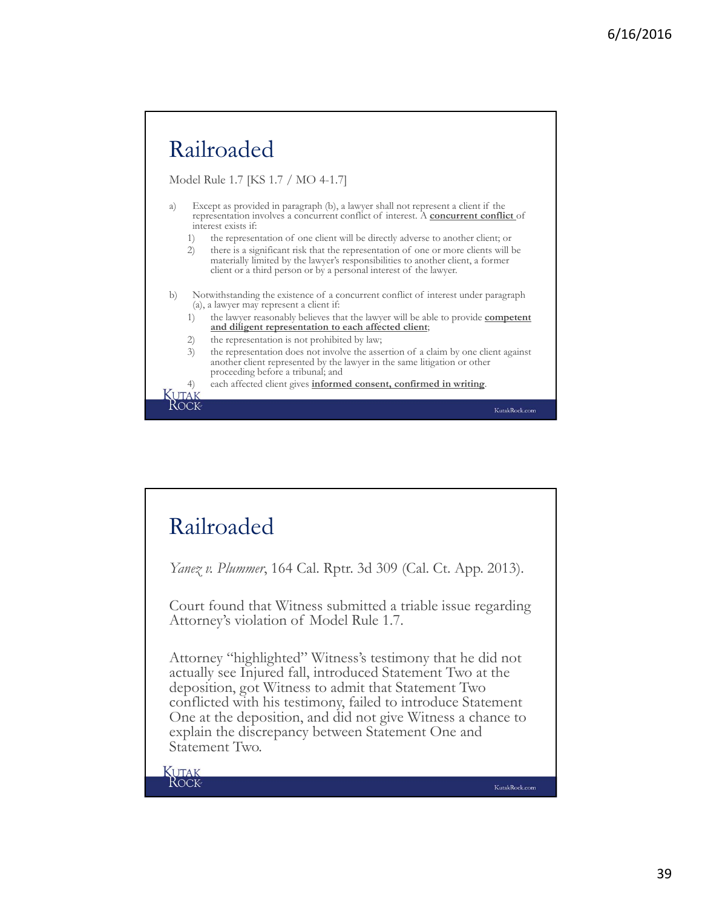# Railroaded

Model Rule 1.7 [KS 1.7 / MO 4-1.7]

a) Except as provided in paragraph (b), a lawyer shall not represent a client if the representation involves a concurrent conflict of interest. A **concurrent conflict** of interest exists if:
   1) the representation of one client will be directly adverse to another client; or
   2) there is a significant risk that the representation of one or more clients will be materially limited by the lawyer's responsibilities to another client, a former client or a third person or by a personal interest of the lawyer.

b) Notwithstanding the existence of a concurrent conflict of interest under paragraph (a), a lawyer may represent a client if:
   1) the lawyer reasonably believes that the lawyer will be able to provide **competent and diligent representation to each affected client**;
   2) the representation is not prohibited by law;
   3) the representation does not involve the assertion of a claim by one client against another client represented by the lawyer in the same litigation or other proceeding before a tribunal; and
   4) each affected client gives **informed consent, confirmed in writing**.

# Railroaded

*Yanez v. Plummer*, 164 Cal. Rptr. 3d 309 (Cal. Ct. App. 2013).

Court found that Witness submitted a triable issue regarding Attorney's violation of Model Rule 1.7.

Attorney "highlighted" Witness's testimony that he did not actually see Injured fall, introduced Statement Two at the deposition, got Witness to admit that Statement Two conflicted with his testimony, failed to introduce Statement One at the deposition, and did not give Witness a chance to explain the discrepancy between Statement One and Statement Two.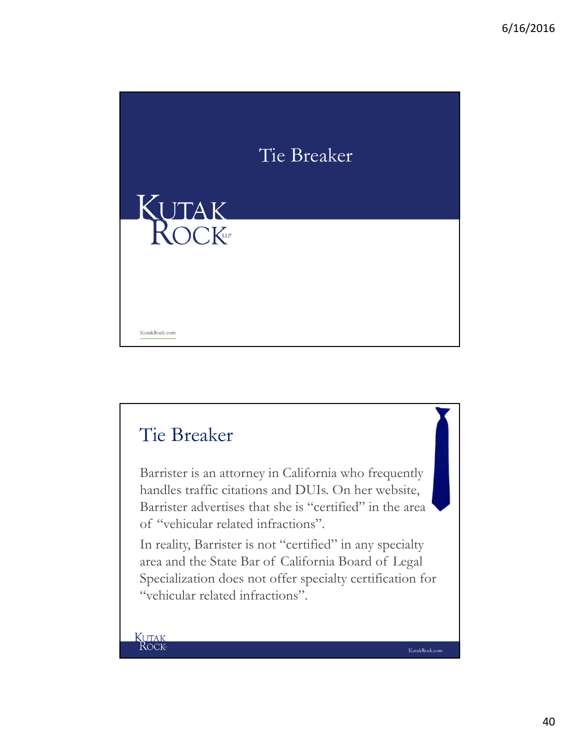# Tie Breaker

## Tie Breaker

Barrister is an attorney in California who frequently handles traffic citations and DUIs. On her website, Barrister advertises that she is "certified" in the area of "vehicular related infractions".

In reality, Barrister is not "certified" in any specialty area and the State Bar of California Board of Legal Specialization does not offer specialty certification for "vehicular related infractions".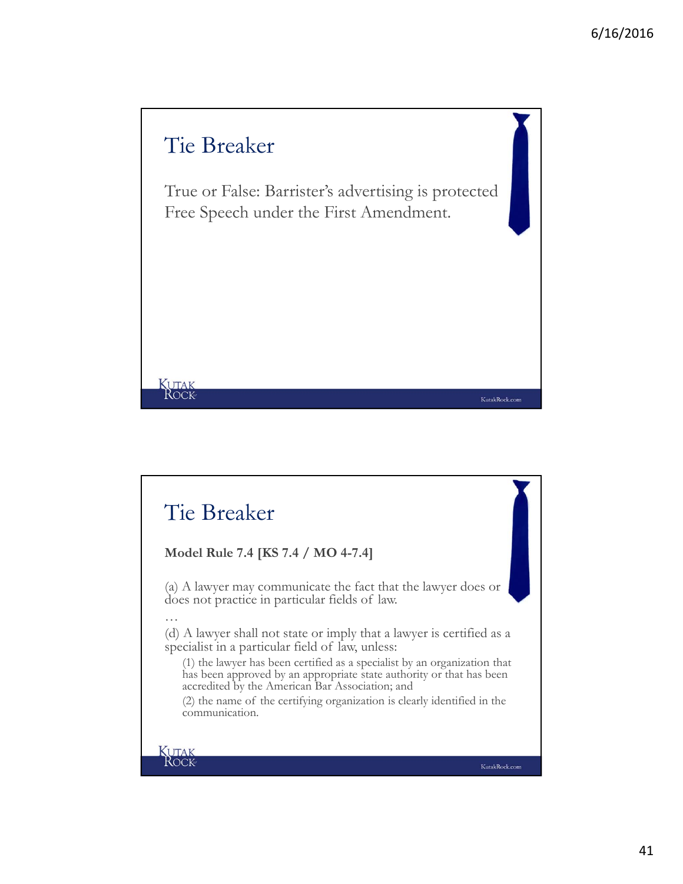## Tie Breaker

True or False: Barrister's advertising is protected Free Speech under the First Amendment.

## Tie Breaker

**Model Rule 7.4 [KS 7.4 / MO 4-7.4]**

(a) A lawyer may communicate the fact that the lawyer does or does not practice in particular fields of law.

…

(d) A lawyer shall not state or imply that a lawyer is certified as a specialist in a particular field of law, unless:

(1) the lawyer has been certified as a specialist by an organization that has been approved by an appropriate state authority or that has been accredited by the American Bar Association; and

(2) the name of the certifying organization is clearly identified in the communication.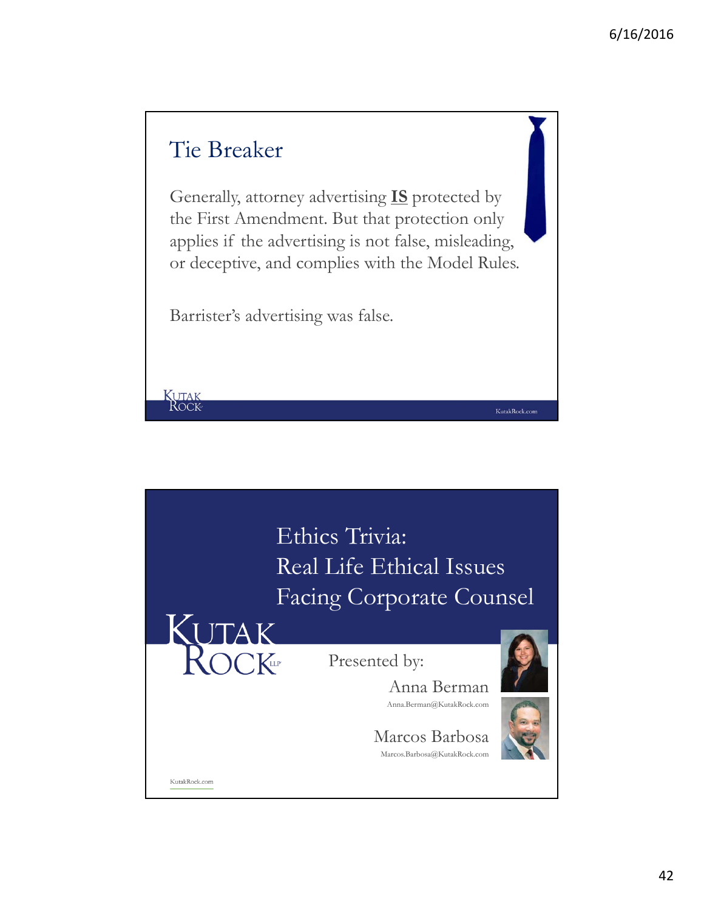## Tie Breaker

Generally, attorney advertising **IS** protected by the First Amendment. But that protection only applies if the advertising is not false, misleading, or deceptive, and complies with the Model Rules.

Barrister's advertising was false.

---

## Ethics Trivia: Real Life Ethical Issues Facing Corporate Counsel

Presented by:

Anna Berman
Anna.Berman@KutakRock.com

Marcos Barbosa
Marcos.Barbosa@KutakRock.com

KutakRock.com